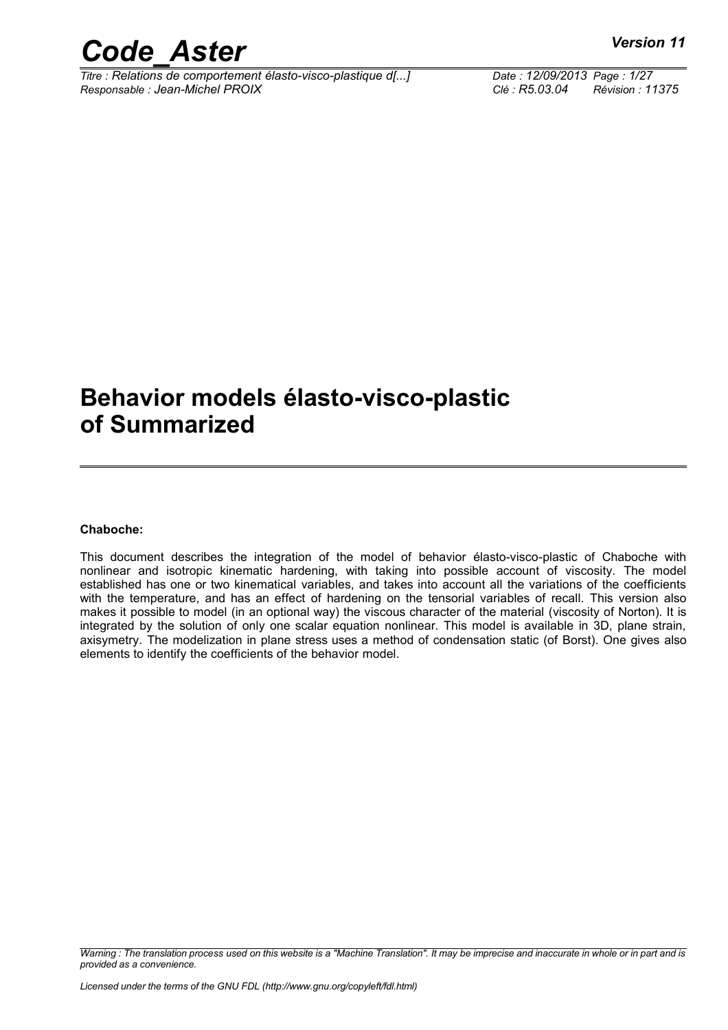# Behavior models élasto-visco-plastic of Summarized

**Chaboche:**

This document describes the integration of the model of behavior élasto-visco-plastic of Chaboche with nonlinear and isotropic kinematic hardening, with taking into possible account of viscosity. The model established has one or two kinematical variables, and takes into account all the variations of the coefficients with the temperature, and has an effect of hardening on the tensorial variables of recall. This version also makes it possible to model (in an optional way) the viscous character of the material (viscosity of Norton). It is integrated by the solution of only one scalar equation nonlinear. This model is available in 3D, plane strain, axisymetry. The modelization in plane stress uses a method of condensation static (of Borst). One gives also elements to identify the coefficients of the behavior model.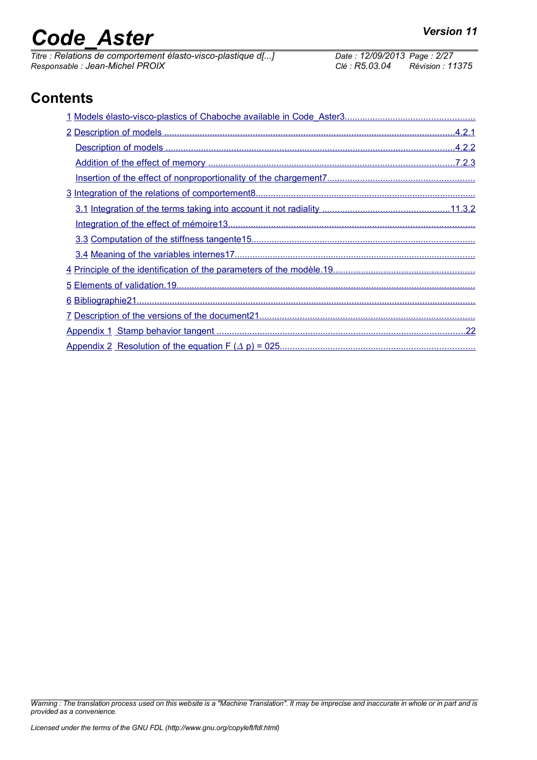## Contents

1 Models élasto-visco-plastics of Chaboche available in Code_Aster3
2 Description of models ....................................................................................................................4.2.1
Description of models ....................................................................................................................4.2.2
Addition of the effect of memory ....................................................................................................7.2.3
Insertion of the effect of nonproportionality of the chargement7
3 Integration of the relations of comportement8
3.1 Integration of the terms taking into account it not radiality .......................................................11.3.2
Integration of the effect of mémoire13
3.3 Computation of the stiffness tangente15
3.4 Meaning of the variables internes17
4 Principle of the identification of the parameters of the modèle.19
5 Elements of validation.19
6 Bibliographie21
7 Description of the versions of the document21
Appendix 1 Stamp behavior tangent ..............................................................................................22
Appendix 2 Resolution of the equation F ($\Delta$ p) = 025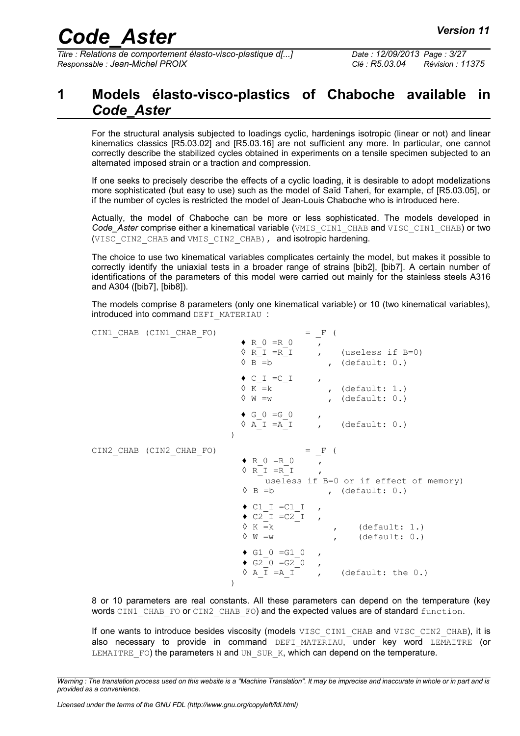# 1 Models élasto-visco-plastics of Chaboche available in *Code_Aster*

For the structural analysis subjected to loadings cyclic, hardenings isotropic (linear or not) and linear kinematics classics [R5.03.02] and [R5.03.16] are not sufficient any more. In particular, one cannot correctly describe the stabilized cycles obtained in experiments on a tensile specimen subjected to an alternated imposed strain or a traction and compression.

If one seeks to precisely describe the effects of a cyclic loading, it is desirable to adopt modelizations more sophisticated (but easy to use) such as the model of Saïd Taheri, for example, cf [R5.03.05], or if the number of cycles is restricted the model of Jean-Louis Chaboche who is introduced here.

Actually, the model of Chaboche can be more or less sophisticated. The models developed in *Code_Aster* comprise either a kinematical variable (VMIS_CIN1_CHAB and VISC_CIN1_CHAB) or two (VISC_CIN2_CHAB and VMIS_CIN2_CHAB), and isotropic hardening.

The choice to use two kinematical variables complicates certainly the model, but makes it possible to correctly identify the uniaxial tests in a broader range of strains [bib2], [bib7]. A certain number of identifications of the parameters of this model were carried out mainly for the stainless steels A316 and A304 ([bib7], [bib8]).

The models comprise 8 parameters (only one kinematical variable) or 10 (two kinematical variables), introduced into command DEFI_MATERIAU :

```
CIN1_CHAB (CIN1_CHAB_FO)              = _F (
                          ♦ R_0 =R_0     ,
                          ◊ R_I =R_I     ,   (useless if B=0)
                          ◊ B =b          , (default: 0.)
                          ♦ C_I =C_I     ,
                          ◊ K =k          , (default: 1.)
                          ◊ W =w          , (default: 0.)
                          ♦ G_0 =G_0     ,
                          ◊ A_I =A_I     ,   (default: 0.)
                        )
CIN2_CHAB (CIN2_CHAB_FO)              = _F (
                          ♦ R_0 =R_0     ,
                          ◊ R_I =R_I     ,
                              useless if B=0 or if effect of memory)
                          ◊ B =b          , (default: 0.)
                          ♦ C1_I =C1_I   ,
                          ♦ C2_I =C2_I   ,
                          ◊ K =k            ,    (default: 1.)
                          ◊ W =w            ,    (default: 0.)
                          ♦ G1_0 =G1_0   ,
                          ♦ G2_0 =G2_0   ,
                          ◊ A_I =A_I     ,   (default: the 0.)
                        )
```

8 or 10 parameters are real constants. All these parameters can depend on the temperature (key words CIN1_CHAB_FO or CIN2_CHAB_FO) and the expected values are of standard function.

If one wants to introduce besides viscosity (models VISC_CIN1_CHAB and VISC_CIN2_CHAB), it is also necessary to provide in command DEFI_MATERIAU, under key word LEMAITRE (or LEMAITRE_FO) the parameters N and UN_SUR_K, which can depend on the temperature.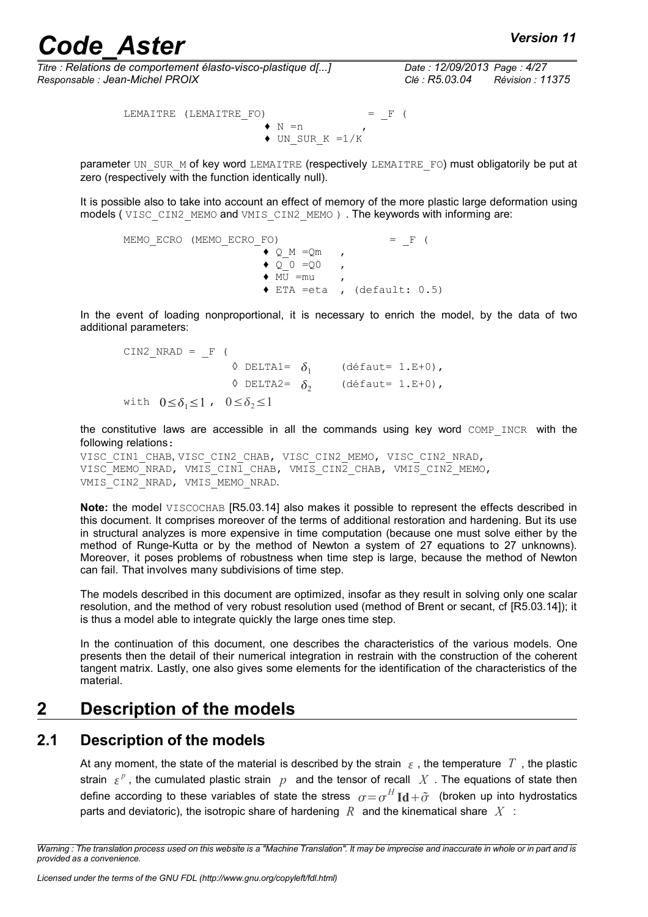```
LEMAITRE (LEMAITRE_FO)              = _F (
                        ♦ N =n          ,
                        ♦ UN_SUR_K =1/K
```

parameter UN_SUR_M of key word LEMAITRE (respectively LEMAITRE_FO) must obligatorily be put at zero (respectively with the function identically null).

It is possible also to take into account an effect of memory of the more plastic large deformation using models ( VISC_CIN2_MEMO and VMIS_CIN2_MEMO ) . The keywords with informing are:

```
MEMO_ECRO (MEMO_ECRO_FO)                 = _F (
                        ♦ Q_M =Qm    ,
                        ♦ Q_0 =Q0    ,
                        ♦ MU =mu     ,
                        ♦ ETA =eta   , (default: 0.5)
```

In the event of loading nonproportional, it is necessary to enrich the model, by the data of two additional parameters:

```
CIN2_NRAD = _F (
               ◊ DELTA1= δ1       (défaut= 1.E+0),
               ◊ DELTA2= δ2       (défaut= 1.E+0),
```

with $0 \leq \delta_1 \leq 1$ , $0 \leq \delta_2 \leq 1$

the constitutive laws are accessible in all the commands using key word COMP_INCR with the following relations:
VISC_CIN1_CHAB, VISC_CIN2_CHAB, VISC_CIN2_MEMO, VISC_CIN2_NRAD, VISC_MEMO_NRAD, VMIS_CIN1_CHAB, VMIS_CIN2_CHAB, VMIS_CIN2_MEMO, VMIS_CIN2_NRAD, VMIS_MEMO_NRAD.

**Note:** the model VISCOCHAB [R5.03.14] also makes it possible to represent the effects described in this document. It comprises moreover of the terms of additional restoration and hardening. But its use in structural analyzes is more expensive in time computation (because one must solve either by the method of Runge-Kutta or by the method of Newton a system of 27 equations to 27 unknowns). Moreover, it poses problems of robustness when time step is large, because the method of Newton can fail. That involves many subdivisions of time step.

The models described in this document are optimized, insofar as they result in solving only one scalar resolution, and the method of very robust resolution used (method of Brent or secant, cf [R5.03.14]); it is thus a model able to integrate quickly the large ones time step.

In the continuation of this document, one describes the characteristics of the various models. One presents then the detail of their numerical integration in restrain with the construction of the coherent tangent matrix. Lastly, one also gives some elements for the identification of the characteristics of the material.

# 2 Description of the models

## 2.1 Description of the models

At any moment, the state of the material is described by the strain $\varepsilon$ , the temperature $T$ , the plastic strain $\varepsilon^p$ , the cumulated plastic strain $p$ and the tensor of recall $X$ . The equations of state then define according to these variables of state the stress $\sigma = \sigma^H \mathbf{Id} + \tilde{\sigma}$ (broken up into hydrostatics parts and deviatoric), the isotropic share of hardening $R$ and the kinematical share $X$ :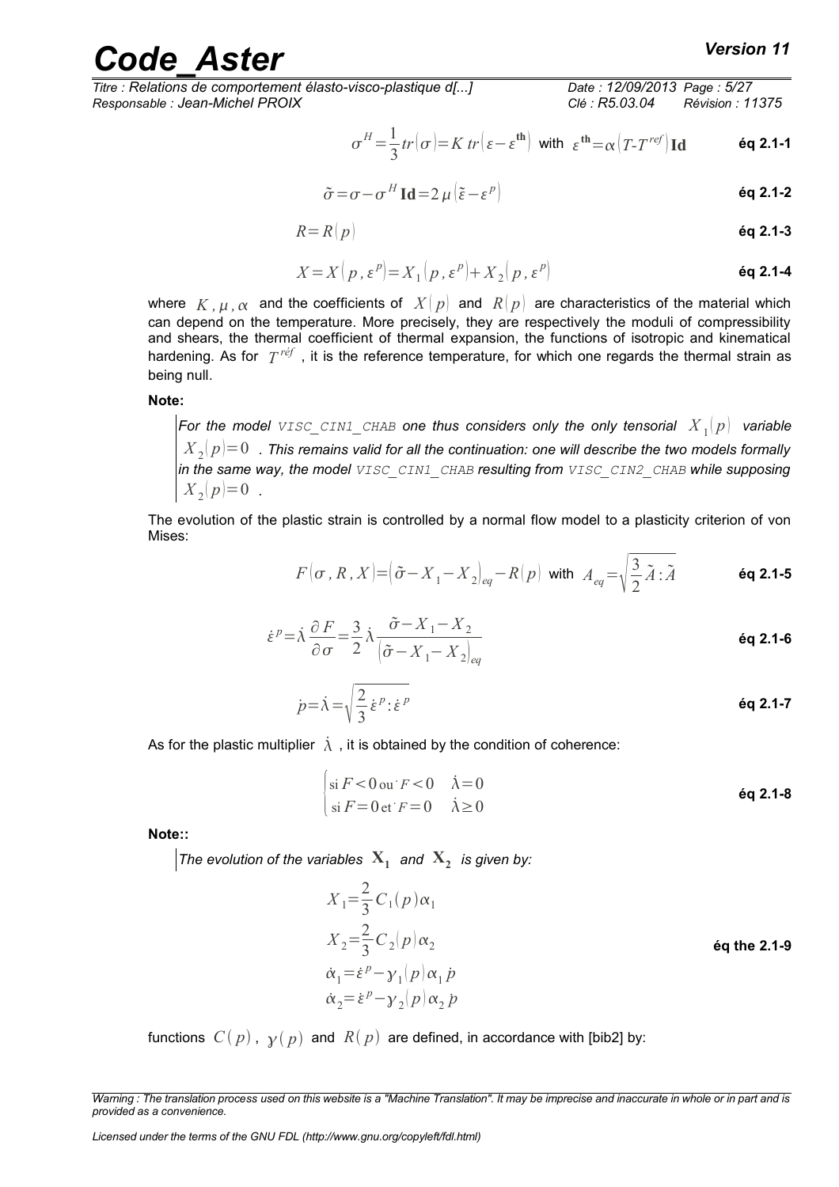$$\sigma^H = \frac{1}{3} tr(\sigma) = K\, tr(\varepsilon - \varepsilon^{\mathbf{th}}) \text{ with } \varepsilon^{\mathbf{th}} = \alpha (T\text{-}T^{ref})\mathbf{Id} \qquad \textbf{éq 2.1-1}$$

$$\tilde{\sigma} = \sigma - \sigma^H \mathbf{Id} = 2\mu(\tilde{\varepsilon} - \varepsilon^p) \qquad \textbf{éq 2.1-2}$$

$$R = R(p) \qquad \textbf{éq 2.1-3}$$

$$X = X(p, \varepsilon^p) = X_1(p, \varepsilon^p) + X_2(p, \varepsilon^p) \qquad \textbf{éq 2.1-4}$$

where $K, \mu, \alpha$ and the coefficients of $X(p)$ and $R(p)$ are characteristics of the material which can depend on the temperature. More precisely, they are respectively the moduli of compressibility and shears, the thermal coefficient of thermal expansion, the functions of isotropic and kinematical hardening. As for $T^{réf}$, it is the reference temperature, for which one regards the thermal strain as being null.

**Note:**

*For the model `VISC_CIN1_CHAB` one thus considers only the only tensorial $X_1(p)$ variable $X_2(p) = 0$. This remains valid for all the continuation: one will describe the two models formally in the same way, the model `VISC_CIN1_CHAB` resulting from `VISC_CIN2_CHAB` while supposing $X_2(p) = 0$.*

The evolution of the plastic strain is controlled by a normal flow model to a plasticity criterion of von Mises:

$$F(\sigma, R, X) = (\tilde{\sigma} - X_1 - X_2)_{eq} - R(p) \text{ with } A_{eq} = \sqrt{\frac{3}{2}\tilde{A} : \tilde{A}} \qquad \textbf{éq 2.1-5}$$

$$\dot{\varepsilon}^p = \dot{\lambda}\frac{\partial F}{\partial \sigma} = \frac{3}{2}\dot{\lambda}\frac{\tilde{\sigma} - X_1 - X_2}{(\tilde{\sigma} - X_1 - X_2)_{eq}} \qquad \textbf{éq 2.1-6}$$

$$\dot{p} = \dot{\lambda} = \sqrt{\frac{2}{3}\dot{\varepsilon}^p : \dot{\varepsilon}^p} \qquad \textbf{éq 2.1-7}$$

As for the plastic multiplier $\dot{\lambda}$, it is obtained by the condition of coherence:

$$\begin{cases} \text{si } F < 0 \text{ ou } \dot{F} < 0 & \dot{\lambda} = 0 \\ \text{si } F = 0 \text{ et } \dot{F} = 0 & \dot{\lambda} \geq 0 \end{cases} \qquad \textbf{éq 2.1-8}$$

**Note::**

*The evolution of the variables $\mathbf{X_1}$ and $\mathbf{X_2}$ is given by:*

$$\begin{aligned} X_1 &= \frac{2}{3} C_1(p) \alpha_1 \\ X_2 &= \frac{2}{3} C_2(p) \alpha_2 \\ \dot{\alpha}_1 &= \dot{\varepsilon}^p - \gamma_1(p) \alpha_1 \dot{p} \\ \dot{\alpha}_2 &= \dot{\varepsilon}^p - \gamma_2(p) \alpha_2 \dot{p} \end{aligned} \qquad \textbf{éq the 2.1-9}$$

functions $C(p)$, $\gamma(p)$ and $R(p)$ are defined, in accordance with [bib2] by: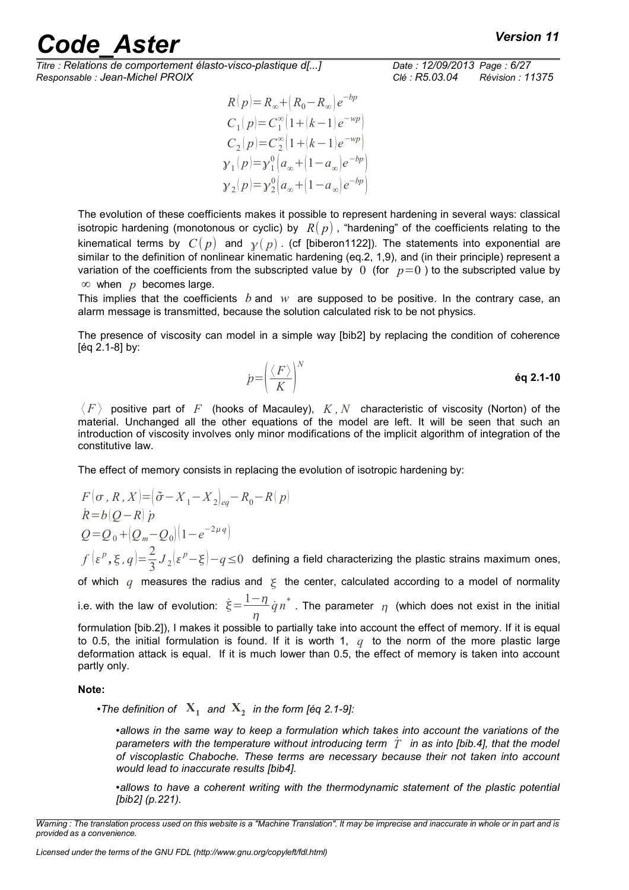$$R(p)=R_\infty+(R_0-R_\infty)e^{-bp}$$
$$C_1(p)=C_1^\infty(1+(k-1)e^{-wp})$$
$$C_2(p)=C_2^\infty(1+(k-1)e^{-wp})$$
$$\gamma_1(p)=\gamma_1^0(a_\infty+(1-a_\infty)e^{-bp})$$
$$\gamma_2(p)=\gamma_2^0(a_\infty+(1-a_\infty)e^{-bp})$$

The evolution of these coefficients makes it possible to represent hardening in several ways: classical isotropic hardening (monotonous or cyclic) by $R(p)$, "hardening" of the coefficients relating to the kinematical terms by $C(p)$ and $\gamma(p)$. (cf [biberon1122]). The statements into exponential are similar to the definition of nonlinear kinematic hardening (eq.2, 1,9), and (in their principle) represent a variation of the coefficients from the subscripted value by $0$ (for $p=0$) to the subscripted value by $\infty$ when $p$ becomes large.

This implies that the coefficients $b$ and $w$ are supposed to be positive. In the contrary case, an alarm message is transmitted, because the solution calculated risk to be not physics.

The presence of viscosity can model in a simple way [bib2] by replacing the condition of coherence [éq 2.1-8] by:

$$\dot{p}=\left(\frac{\langle F\rangle}{K}\right)^N \qquad \textbf{éq 2.1-10}$$

$\langle F\rangle$ positive part of $F$ (hooks of Macauley), $K, N$ characteristic of viscosity (Norton) of the material. Unchanged all the other equations of the model are left. It will be seen that such an introduction of viscosity involves only minor modifications of the implicit algorithm of integration of the constitutive law.

The effect of memory consists in replacing the evolution of isotropic hardening by:

$$F(\sigma, R, X)=(\tilde{\sigma}-X_1-X_2)_{eq}-R_0-R(p)$$
$$\dot{R}=b(Q-R)\dot{p}$$
$$Q=Q_0+(Q_m-Q_0)(1-e^{-2\mu q})$$

$f(\varepsilon^p, \xi, q)=\frac{2}{3}J_2(\varepsilon^p-\xi)-q\leq 0$ defining a field characterizing the plastic strains maximum ones, of which $q$ measures the radius and $\xi$ the center, calculated according to a model of normality i.e. with the law of evolution: $\dot{\xi}=\frac{1-\eta}{\eta}\dot{q}n^*$. The parameter $\eta$ (which does not exist in the initial formulation [bib.2]), I makes it possible to partially take into account the effect of memory. If it is equal to 0.5, the initial formulation is found. If it is worth 1, $q$ to the norm of the more plastic large deformation attack is equal. If it is much lower than 0.5, the effect of memory is taken into account partly only.

**Note:**

- *The definition of* $\mathbf{X_1}$ *and* $\mathbf{X_2}$ *in the form [éq 2.1-9]:*
  - *allows in the same way to keep a formulation which takes into account the variations of the parameters with the temperature without introducing term* $\dot{T}$ *in as into [bib.4], that the model of viscoplastic Chaboche. These terms are necessary because their not taken into account would lead to inaccurate results [bib4].*
  - *allows to have a coherent writing with the thermodynamic statement of the plastic potential [bib2] (p.221).*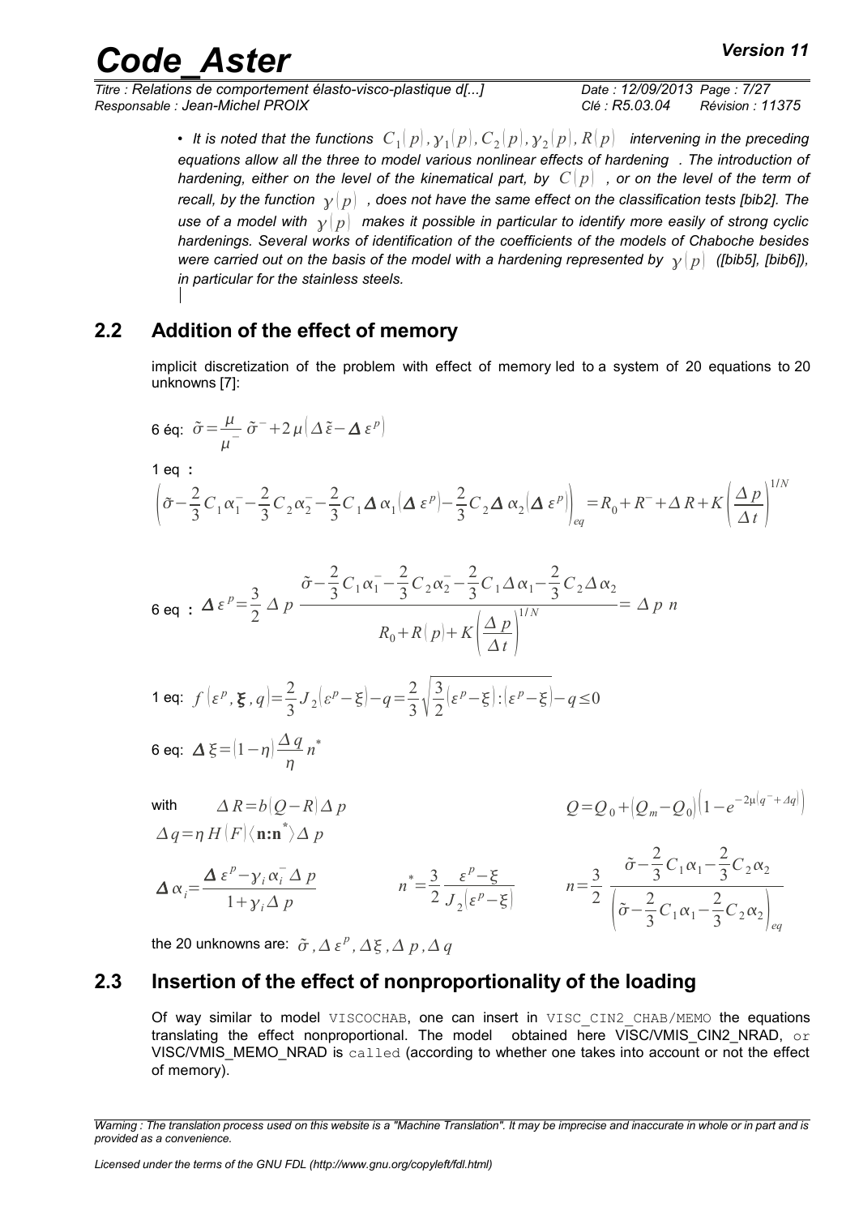- *It is noted that the functions $C_1(p), \gamma_1(p), C_2(p), \gamma_2(p), R(p)$ intervening in the preceding equations allow all the three to model various nonlinear effects of hardening . The introduction of hardening, either on the level of the kinematical part, by $C(p)$ , or on the level of the term of recall, by the function $\gamma(p)$ , does not have the same effect on the classification tests [bib2]. The use of a model with $\gamma(p)$ makes it possible in particular to identify more easily of strong cyclic hardenings. Several works of identification of the coefficients of the models of Chaboche besides were carried out on the basis of the model with a hardening represented by $\gamma(p)$ ([bib5], [bib6]), in particular for the stainless steels.*

## 2.2 Addition of the effect of memory

implicit discretization of the problem with effect of memory led to a system of 20 equations to 20 unknowns [7]:

6 éq: $\tilde{\sigma}=\frac{\mu}{\mu^-}\tilde{\sigma}^-+2\mu\left(\Delta\tilde{\varepsilon}-\Delta\varepsilon^p\right)$

1 eq :

$$\left(\tilde{\sigma}-\frac{2}{3}C_1\alpha_1^- -\frac{2}{3}C_2\alpha_2^- -\frac{2}{3}C_1\Delta\alpha_1\left(\Delta\varepsilon^p\right)-\frac{2}{3}C_2\Delta\alpha_2\left(\Delta\varepsilon^p\right)\right)_{eq}=R_0+R^-+\Delta R+K\left(\frac{\Delta p}{\Delta t}\right)^{1/N}$$

6 eq :

$$\Delta\varepsilon^p=\frac{3}{2}\Delta p\,\frac{\tilde{\sigma}-\frac{2}{3}C_1\alpha_1^- -\frac{2}{3}C_2\alpha_2^- -\frac{2}{3}C_1\Delta\alpha_1-\frac{2}{3}C_2\Delta\alpha_2}{R_0+R(p)+K\left(\frac{\Delta p}{\Delta t}\right)^{1/N}}=\Delta p\ n$$

1 eq: $f\left(\varepsilon^p,\boldsymbol{\xi},q\right)=\frac{2}{3}J_2\left(\varepsilon^p-\xi\right)-q=\frac{2}{3}\sqrt{\frac{3}{2}\left(\varepsilon^p-\xi\right):\left(\varepsilon^p-\xi\right)}-q\le 0$

6 eq: $\Delta\xi=(1-\eta)\frac{\Delta q}{\eta}n^*$

with $\Delta R=b(Q-R)\Delta p$ $\qquad Q=Q_0+\left(Q_m-Q_0\right)\left(1-e^{-2\mu\left(q^-+\Delta q\right)}\right)$

$\Delta q=\eta\, H(F)\langle\mathbf{n}:\mathbf{n}^*\rangle\Delta p$

$$\Delta\alpha_i=\frac{\Delta\varepsilon^p-\gamma_i\alpha_i^-\Delta p}{1+\gamma_i\Delta p}\qquad n^*=\frac{3}{2}\frac{\varepsilon^p-\xi}{J_2\left(\varepsilon^p-\xi\right)}\qquad n=\frac{3}{2}\frac{\tilde{\sigma}-\frac{2}{3}C_1\alpha_1-\frac{2}{3}C_2\alpha_2}{\left(\tilde{\sigma}-\frac{2}{3}C_1\alpha_1-\frac{2}{3}C_2\alpha_2\right)_{eq}}$$

the 20 unknowns are: $\tilde{\sigma},\Delta\varepsilon^p,\Delta\xi,\Delta p,\Delta q$

## 2.3 Insertion of the effect of nonproportionality of the loading

Of way similar to model VISCOCHAB, one can insert in VISC_CIN2_CHAB/MEMO the equations translating the effect nonproportional. The model obtained here VISC/VMIS_CIN2_NRAD, or VISC/VMIS_MEMO_NRAD is called (according to whether one takes into account or not the effect of memory).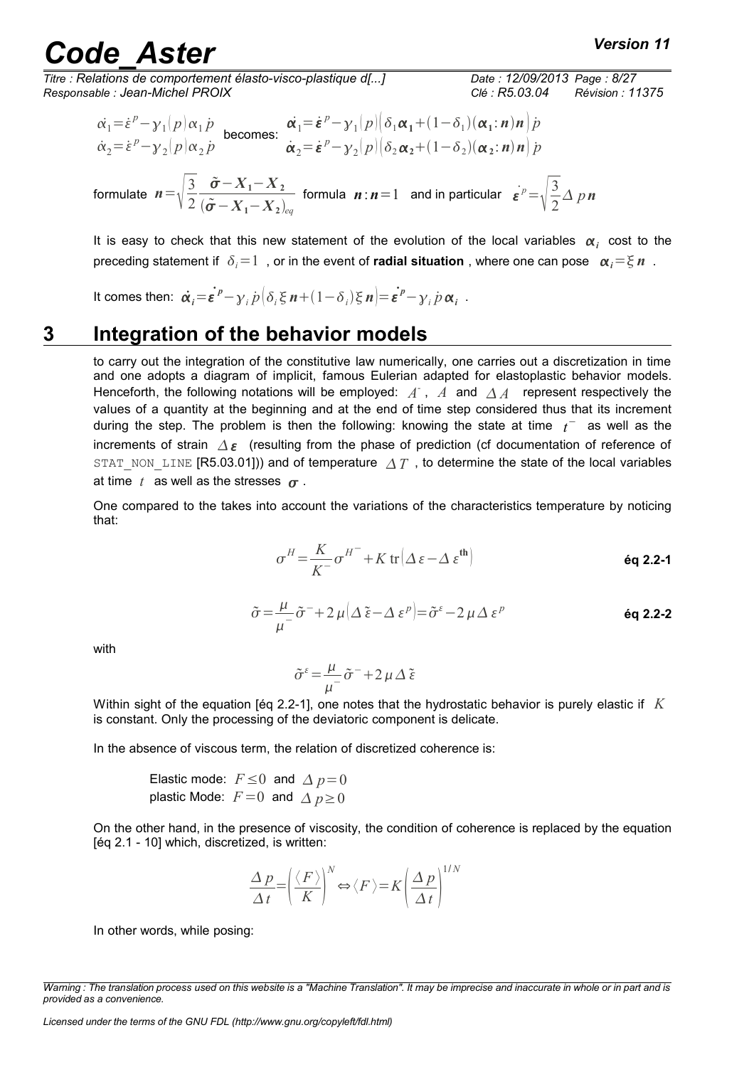$$\dot{\alpha}_1=\dot{\varepsilon}^p-\gamma_1(p)\alpha_1\dot{p} \quad \text{becomes:} \quad \dot{\boldsymbol{\alpha}}_1=\dot{\boldsymbol{\varepsilon}}^p-\gamma_1(p)\left(\delta_1\boldsymbol{\alpha}_1+(1-\delta_1)(\boldsymbol{\alpha}_1:\boldsymbol{n})\boldsymbol{n}\right)\dot{p}$$
$$\dot{\alpha}_2=\dot{\varepsilon}^p-\gamma_2(p)\alpha_2\dot{p} \qquad\qquad \dot{\boldsymbol{\alpha}}_2=\dot{\boldsymbol{\varepsilon}}^p-\gamma_2(p)\left(\delta_2\boldsymbol{\alpha}_2+(1-\delta_2)(\boldsymbol{\alpha}_2:\boldsymbol{n})\boldsymbol{n}\right)\dot{p}$$

formulate $\boldsymbol{n}=\sqrt{\dfrac{3}{2}}\dfrac{\tilde{\boldsymbol{\sigma}}-\boldsymbol{X}_1-\boldsymbol{X}_2}{(\tilde{\boldsymbol{\sigma}}-\boldsymbol{X}_1-\boldsymbol{X}_2)_{eq}}$ formula $\boldsymbol{n}:\boldsymbol{n}=1$ and in particular $\dot{\boldsymbol{\varepsilon}}^p=\sqrt{\dfrac{3}{2}}\Delta p\,\boldsymbol{n}$

It is easy to check that this new statement of the evolution of the local variables $\boldsymbol{\alpha}_i$ cost to the preceding statement if $\delta_i=1$ , or in the event of **radial situation** , where one can pose $\boldsymbol{\alpha}_i=\xi\,\boldsymbol{n}$ .

It comes then: $\dot{\boldsymbol{\alpha}}_i=\dot{\boldsymbol{\varepsilon}}^p-\gamma_i\,\dot{p}\left(\delta_i\xi\,\boldsymbol{n}+(1-\delta_i)\xi\,\boldsymbol{n}\right)=\dot{\boldsymbol{\varepsilon}}^p-\gamma_i\,\dot{p}\,\boldsymbol{\alpha}_i$ .

# 3 Integration of the behavior models

to carry out the integration of the constitutive law numerically, one carries out a discretization in time and one adopts a diagram of implicit, famous Eulerian adapted for elastoplastic behavior models. Henceforth, the following notations will be employed: $A^-$ , $A$ and $\Delta A$ represent respectively the values of a quantity at the beginning and at the end of time step considered thus that its increment during the step. The problem is then the following: knowing the state at time $t^-$ as well as the increments of strain $\Delta\boldsymbol{\varepsilon}$ (resulting from the phase of prediction (cf documentation of reference of STAT_NON_LINE [R5.03.01])) and of temperature $\Delta T$ , to determine the state of the local variables at time $t$ as well as the stresses $\boldsymbol{\sigma}$ .

One compared to the takes into account the variations of the characteristics temperature by noticing that:

$$\sigma^H=\frac{K}{K^-}\sigma^{H^-}+K\,\mathrm{tr}\left(\Delta\varepsilon-\Delta\varepsilon^{\mathbf{th}}\right) \qquad \textbf{éq 2.2-1}$$

$$\tilde{\sigma}=\frac{\mu}{\mu^-}\tilde{\sigma}^-+2\mu\left(\Delta\tilde{\varepsilon}-\Delta\varepsilon^p\right)=\tilde{\sigma}^\varepsilon-2\mu\Delta\varepsilon^p \qquad \textbf{éq 2.2-2}$$

with

$$\tilde{\sigma}^\varepsilon=\frac{\mu}{\mu^-}\tilde{\sigma}^-+2\mu\Delta\tilde{\varepsilon}$$

Within sight of the equation [éq 2.2-1], one notes that the hydrostatic behavior is purely elastic if $K$ is constant. Only the processing of the deviatoric component is delicate.

In the absence of viscous term, the relation of discretized coherence is:

Elastic mode: $F\le 0$ and $\Delta p=0$
plastic Mode: $F=0$ and $\Delta p\ge 0$

On the other hand, in the presence of viscosity, the condition of coherence is replaced by the equation [éq 2.1 - 10] which, discretized, is written:

$$\frac{\Delta p}{\Delta t}=\left(\frac{\langle F\rangle}{K}\right)^N\Leftrightarrow\langle F\rangle=K\left(\frac{\Delta p}{\Delta t}\right)^{1/N}$$

In other words, while posing: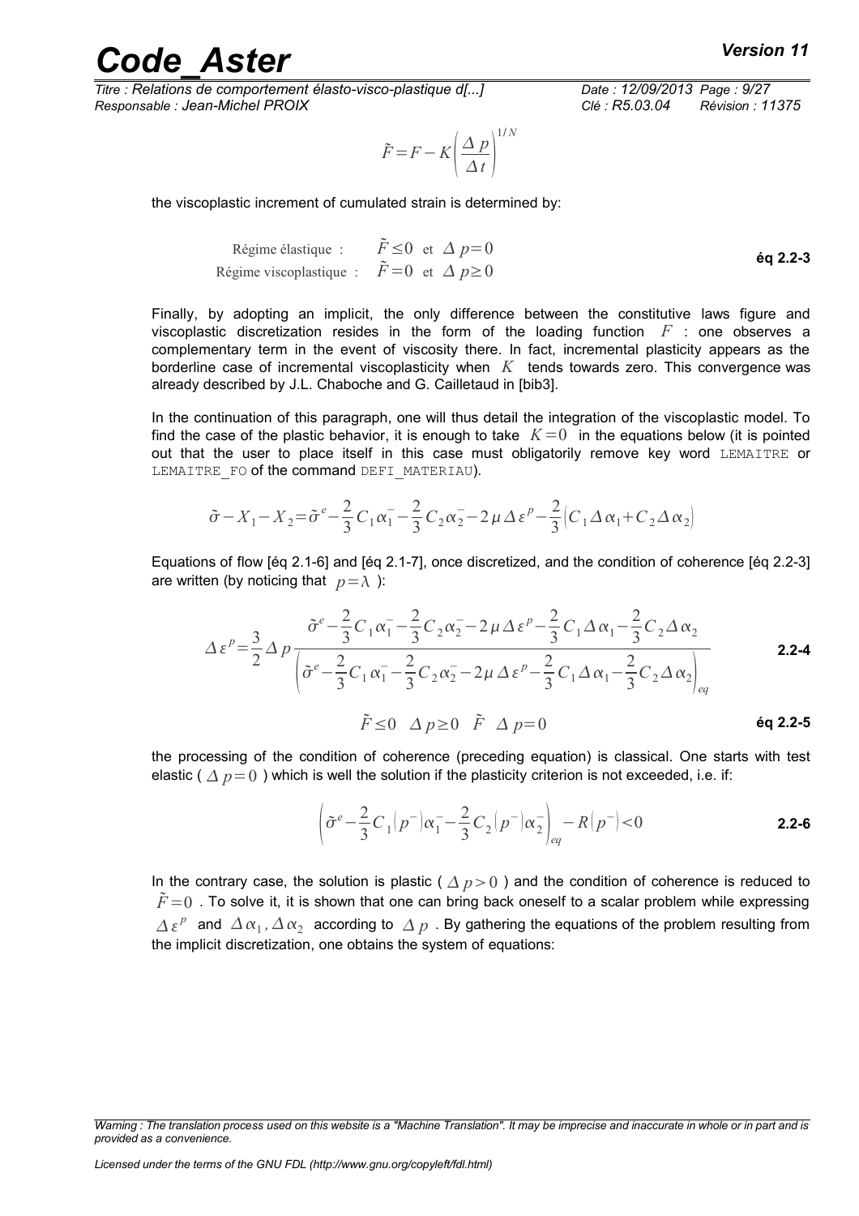$$\tilde{F} = F - K\left(\frac{\Delta p}{\Delta t}\right)^{1/N}$$

the viscoplastic increment of cumulated strain is determined by:

$$\begin{aligned} &\text{Régime élastique :} \quad \tilde{F} \leq 0 \ \text{ et } \ \Delta p = 0 \\ &\text{Régime viscoplastique :} \quad \tilde{F} = 0 \ \text{ et } \ \Delta p \geq 0 \end{aligned} \qquad \text{éq 2.2-3}$$

Finally, by adopting an implicit, the only difference between the constitutive laws figure and viscoplastic discretization resides in the form of the loading function $F$ : one observes a complementary term in the event of viscosity there. In fact, incremental plasticity appears as the borderline case of incremental viscoplasticity when $K$ tends towards zero. This convergence was already described by J.L. Chaboche and G. Cailletaud in [bib3].

In the continuation of this paragraph, one will thus detail the integration of the viscoplastic model. To find the case of the plastic behavior, it is enough to take $K=0$ in the equations below (it is pointed out that the user to place itself in this case must obligatorily remove key word LEMAITRE or LEMAITRE_FO of the command DEFI_MATERIAU).

$$\tilde{\sigma} - X_1 - X_2 = \tilde{\sigma}^e - \frac{2}{3}C_1\alpha_1^- - \frac{2}{3}C_2\alpha_2^- - 2\mu\Delta\varepsilon^p - \frac{2}{3}\left(C_1\Delta\alpha_1 + C_2\Delta\alpha_2\right)$$

Equations of flow [éq 2.1-6] and [éq 2.1-7], once discretized, and the condition of coherence [éq 2.2-3] are written (by noticing that $p=\lambda$ ):

$$\Delta\varepsilon^p = \frac{3}{2}\Delta p \frac{\tilde{\sigma}^e - \frac{2}{3}C_1\alpha_1^- - \frac{2}{3}C_2\alpha_2^- - 2\mu\Delta\varepsilon^p - \frac{2}{3}C_1\Delta\alpha_1 - \frac{2}{3}C_2\Delta\alpha_2}{\left(\tilde{\sigma}^e - \frac{2}{3}C_1\alpha_1^- - \frac{2}{3}C_2\alpha_2^- - 2\mu\Delta\varepsilon^p - \frac{2}{3}C_1\Delta\alpha_1 - \frac{2}{3}C_2\Delta\alpha_2\right)_{eq}} \qquad \textbf{2.2-4}$$

$$\tilde{F} \leq 0 \quad \Delta p \geq 0 \quad \tilde{F} \quad \Delta p = 0 \qquad \text{éq 2.2-5}$$

the processing of the condition of coherence (preceding equation) is classical. One starts with test elastic ( $\Delta p=0$ ) which is well the solution if the plasticity criterion is not exceeded, i.e. if:

$$\left(\tilde{\sigma}^e - \frac{2}{3}C_1\left(p^-\right)\alpha_1^- - \frac{2}{3}C_2\left(p^-\right)\alpha_2^-\right)_{eq} - R\left(p^-\right) < 0 \qquad \textbf{2.2-6}$$

In the contrary case, the solution is plastic ( $\Delta p>0$ ) and the condition of coherence is reduced to $\tilde{F}=0$ . To solve it, it is shown that one can bring back oneself to a scalar problem while expressing $\Delta\varepsilon^p$ and $\Delta\alpha_1, \Delta\alpha_2$ according to $\Delta p$ . By gathering the equations of the problem resulting from the implicit discretization, one obtains the system of equations: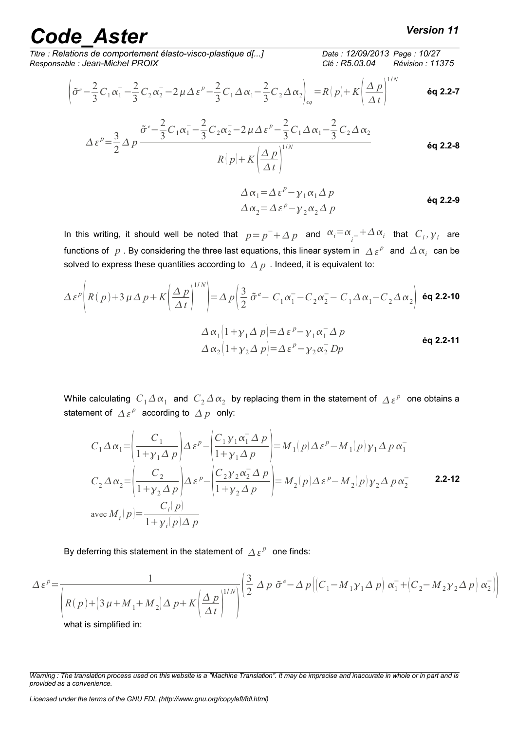$$\left(\tilde{\sigma}^e - \frac{2}{3} C_1 \alpha_1^- - \frac{2}{3} C_2 \alpha_2^- - 2\mu \Delta \varepsilon^p - \frac{2}{3} C_1 \Delta \alpha_1 - \frac{2}{3} C_2 \Delta \alpha_2 \right)_{eq} = R(p) + K\left(\frac{\Delta p}{\Delta t}\right)^{1/N} \qquad \textbf{éq 2.2-7}$$

$$\Delta \varepsilon^p = \frac{3}{2} \Delta p \frac{\tilde{\sigma}^e - \frac{2}{3} C_1 \alpha_1^- - \frac{2}{3} C_2 \alpha_2^- - 2\mu \Delta \varepsilon^p - \frac{2}{3} C_1 \Delta \alpha_1 - \frac{2}{3} C_2 \Delta \alpha_2}{R(p) + K\left(\frac{\Delta p}{\Delta t}\right)^{1/N}} \qquad \textbf{éq 2.2-8}$$

$$\begin{aligned} \Delta \alpha_1 &= \Delta \varepsilon^p - \gamma_1 \alpha_1 \Delta p \\ \Delta \alpha_2 &= \Delta \varepsilon^p - \gamma_2 \alpha_2 \Delta p \end{aligned} \qquad \textbf{éq 2.2-9}$$

In this writing, it should well be noted that $p = p^- + \Delta p$ and $\alpha_i = \alpha_{i^-} + \Delta \alpha_i$ that $C_i, \gamma_i$ are functions of $p$. By considering the three last equations, this linear system in $\Delta \varepsilon^p$ and $\Delta \alpha_i$ can be solved to express these quantities according to $\Delta p$. Indeed, it is equivalent to:

$$\Delta \varepsilon^p \left( R(p) + 3\mu \Delta p + K\left(\frac{\Delta p}{\Delta t}\right)^{1/N} \right) = \Delta p \left( \frac{3}{2} \tilde{\sigma}^e - C_1 \alpha_1^- - C_2 \alpha_2^- - C_1 \Delta \alpha_1 - C_2 \Delta \alpha_2 \right) \qquad \textbf{éq 2.2-10}$$

$$\begin{aligned} \Delta \alpha_1 (1 + \gamma_1 \Delta p) &= \Delta \varepsilon^p - \gamma_1 \alpha_1^- \Delta p \\ \Delta \alpha_2 (1 + \gamma_2 \Delta p) &= \Delta \varepsilon^p - \gamma_2 \alpha_2^- Dp \end{aligned} \qquad \textbf{éq 2.2-11}$$

While calculating $C_1 \Delta \alpha_1$ and $C_2 \Delta \alpha_2$ by replacing them in the statement of $\Delta \varepsilon^p$ one obtains a statement of $\Delta \varepsilon^p$ according to $\Delta p$ only:

$$\begin{aligned} C_1 \Delta \alpha_1 &= \left( \frac{C_1}{1 + \gamma_1 \Delta p} \right) \Delta \varepsilon^p - \left( \frac{C_1 \gamma_1 \alpha_1^- \Delta p}{1 + \gamma_1 \Delta p} \right) = M_1(p) \Delta \varepsilon^p - M_1(p) \gamma_1 \Delta p \, \alpha_1^- \\ C_2 \Delta \alpha_2 &= \left( \frac{C_2}{1 + \gamma_2 \Delta p} \right) \Delta \varepsilon^p - \left( \frac{C_2 \gamma_2 \alpha_2^- \Delta p}{1 + \gamma_2 \Delta p} \right) = M_2(p) \Delta \varepsilon^p - M_2(p) \gamma_2 \Delta p \, \alpha_2^- \\ \text{avec } M_i(p) &= \frac{C_i(p)}{1 + \gamma_i(p) \Delta p} \end{aligned} \qquad \textbf{2.2-12}$$

By deferring this statement in the statement of $\Delta \varepsilon^p$ one finds:

$$\Delta \varepsilon^p = \frac{1}{\left( R(p) + (3\mu + M_1 + M_2) \Delta p + K\left(\frac{\Delta p}{\Delta t}\right)^{1/N} \right)} \left( \frac{3}{2} \Delta p \, \tilde{\sigma}^e - \Delta p \left( (C_1 - M_1 \gamma_1 \Delta p) \, \alpha_1^- + (C_2 - M_2 \gamma_2 \Delta p) \, \alpha_2^- \right) \right)$$

what is simplified in: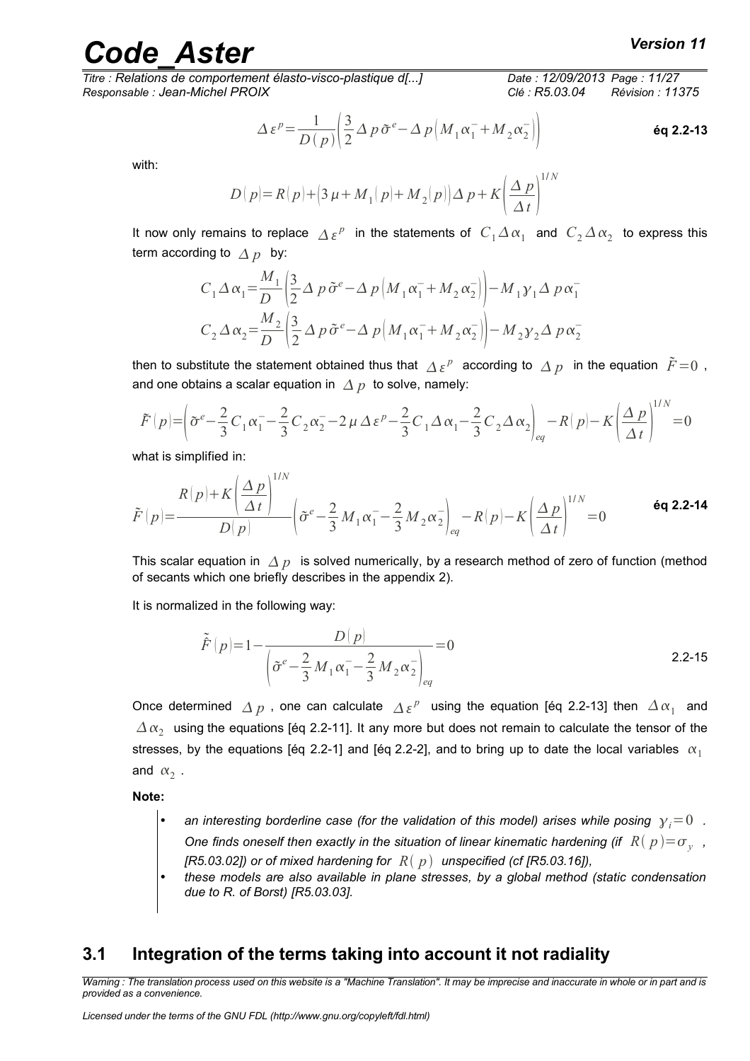$$\Delta \varepsilon^p = \frac{1}{D(p)} \left( \frac{3}{2} \Delta p \, \tilde{\sigma}^e - \Delta p \left( M_1 \alpha_1^- + M_2 \alpha_2^- \right) \right) \quad \textbf{éq 2.2-13}$$

with:

$$D(p) = R(p) + \left( 3\mu + M_1(p) + M_2(p) \right) \Delta p + K \left( \frac{\Delta p}{\Delta t} \right)^{1/N}$$

It now only remains to replace $\Delta \varepsilon^p$ in the statements of $C_1 \Delta \alpha_1$ and $C_2 \Delta \alpha_2$ to express this term according to $\Delta p$ by:

$$C_1 \Delta \alpha_1 = \frac{M_1}{D} \left( \frac{3}{2} \Delta p \, \tilde{\sigma}^e - \Delta p \left( M_1 \alpha_1^- + M_2 \alpha_2^- \right) \right) - M_1 \gamma_1 \Delta p \, \alpha_1^-$$

$$C_2 \Delta \alpha_2 = \frac{M_2}{D} \left( \frac{3}{2} \Delta p \, \tilde{\sigma}^e - \Delta p \left( M_1 \alpha_1^- + M_2 \alpha_2^- \right) \right) - M_2 \gamma_2 \Delta p \, \alpha_2^-$$

then to substitute the statement obtained thus that $\Delta \varepsilon^p$ according to $\Delta p$ in the equation $\tilde{F} = 0$, and one obtains a scalar equation in $\Delta p$ to solve, namely:

$$\tilde{F}(p) = \left( \tilde{\sigma}^e - \frac{2}{3} C_1 \alpha_1^- - \frac{2}{3} C_2 \alpha_2^- - 2\mu \Delta \varepsilon^p - \frac{2}{3} C_1 \Delta \alpha_1 - \frac{2}{3} C_2 \Delta \alpha_2 \right)_{eq} - R(p) - K \left( \frac{\Delta p}{\Delta t} \right)^{1/N} = 0$$

what is simplified in:

$$\tilde{F}(p) = \frac{R(p) + K \left( \frac{\Delta p}{\Delta t} \right)^{1/N}}{D(p)} \left( \tilde{\sigma}^e - \frac{2}{3} M_1 \alpha_1^- - \frac{2}{3} M_2 \alpha_2^- \right)_{eq} - R(p) - K \left( \frac{\Delta p}{\Delta t} \right)^{1/N} = 0 \quad \textbf{éq 2.2-14}$$

This scalar equation in $\Delta p$ is solved numerically, by a research method of zero of function (method of secants which one briefly describes in the appendix 2).

It is normalized in the following way:

$$\tilde{\tilde{F}}(p) = 1 - \frac{D(p)}{\left( \tilde{\sigma}^e - \frac{2}{3} M_1 \alpha_1^- - \frac{2}{3} M_2 \alpha_2^- \right)_{eq}} = 0 \quad \text{2.2-15}$$

Once determined $\Delta p$, one can calculate $\Delta \varepsilon^p$ using the equation [éq 2.2-13] then $\Delta \alpha_1$ and $\Delta \alpha_2$ using the equations [éq 2.2-11]. It any more but does not remain to calculate the tensor of the stresses, by the equations [éq 2.2-1] and [éq 2.2-2], and to bring up to date the local variables $\alpha_1$ and $\alpha_2$.

**Note:**

- *an interesting borderline case (for the validation of this model) arises while posing $\gamma_i = 0$. One finds oneself then exactly in the situation of linear kinematic hardening (if $R(p) = \sigma_y$, [R5.03.02]) or of mixed hardening for $R(p)$ unspecified (cf [R5.03.16]),*
- *these models are also available in plane stresses, by a global method (static condensation due to R. of Borst) [R5.03.03].*

## 3.1 Integration of the terms taking into account it not radiality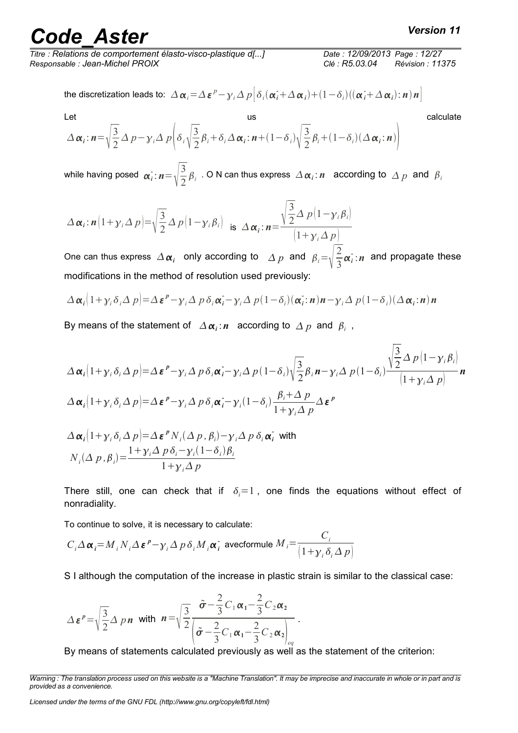the discretization leads to: $\Delta \boldsymbol{\alpha}_i = \Delta \boldsymbol{\varepsilon}^p - \gamma_i \Delta p \left[ \delta_i (\boldsymbol{\alpha}_i^- + \Delta \boldsymbol{\alpha}_i) + (1-\delta_i)((\boldsymbol{\alpha}_i^- + \Delta \boldsymbol{\alpha}_i) : \boldsymbol{n}) \boldsymbol{n} \right]$

Let us calculate

$$\Delta \boldsymbol{\alpha}_i : \boldsymbol{n} = \sqrt{\frac{3}{2}} \Delta p - \gamma_i \Delta p \left( \delta_i \sqrt{\frac{3}{2}} \beta_i + \delta_i \Delta \boldsymbol{\alpha}_i : \boldsymbol{n} + (1-\delta_i) \sqrt{\frac{3}{2}} \beta_i + (1-\delta_i)(\Delta \boldsymbol{\alpha}_i : \boldsymbol{n}) \right)$$

while having posed $\boldsymbol{\alpha}_i^- : \boldsymbol{n} = \sqrt{\frac{3}{2}} \beta_i$ . O N can thus express $\Delta \boldsymbol{\alpha}_i : \boldsymbol{n}$ according to $\Delta p$ and $\beta_i$

$$\Delta \boldsymbol{\alpha}_i : \boldsymbol{n} (1 + \gamma_i \Delta p) = \sqrt{\frac{3}{2}} \Delta p (1 - \gamma_i \beta_i) \quad \text{is} \quad \Delta \boldsymbol{\alpha}_i : \boldsymbol{n} = \frac{\sqrt{\frac{3}{2}} \Delta p (1 - \gamma_i \beta_i)}{(1 + \gamma_i \Delta p)}$$

One can thus express $\Delta \boldsymbol{\alpha}_i$ only according to $\Delta p$ and $\beta_i = \sqrt{\frac{2}{3}} \boldsymbol{\alpha}_i^- : \boldsymbol{n}$ and propagate these modifications in the method of resolution used previously:

$$\Delta \boldsymbol{\alpha}_i (1 + \gamma_i \delta_i \Delta p) = \Delta \boldsymbol{\varepsilon}^p - \gamma_i \Delta p \, \delta_i \boldsymbol{\alpha}_i^- - \gamma_i \Delta p (1-\delta_i)(\boldsymbol{\alpha}_i^- : \boldsymbol{n}) \boldsymbol{n} - \gamma_i \Delta p (1-\delta_i)(\Delta \boldsymbol{\alpha}_i : \boldsymbol{n}) \boldsymbol{n}$$

By means of the statement of $\Delta \boldsymbol{\alpha}_i : \boldsymbol{n}$ according to $\Delta p$ and $\beta_i$ ,

$$\Delta \boldsymbol{\alpha}_i (1 + \gamma_i \delta_i \Delta p) = \Delta \boldsymbol{\varepsilon}^p - \gamma_i \Delta p \, \delta_i \boldsymbol{\alpha}_i^- - \gamma_i \Delta p (1-\delta_i) \sqrt{\frac{3}{2}} \beta_i \boldsymbol{n} - \gamma_i \Delta p (1-\delta_i) \frac{\sqrt{\frac{3}{2}} \Delta p (1 - \gamma_i \beta_i)}{(1 + \gamma_i \Delta p)} \boldsymbol{n}$$

$$\Delta \boldsymbol{\alpha}_i (1 + \gamma_i \delta_i \Delta p) = \Delta \boldsymbol{\varepsilon}^p - \gamma_i \Delta p \, \delta_i \boldsymbol{\alpha}_i^- - \gamma_i (1-\delta_i) \frac{\beta_i + \Delta p}{1 + \gamma_i \Delta p} \Delta \boldsymbol{\varepsilon}^p$$

$$\Delta \boldsymbol{\alpha}_i (1 + \gamma_i \delta_i \Delta p) = \Delta \boldsymbol{\varepsilon}^p N_i(\Delta p, \beta_i) - \gamma_i \Delta p \, \delta_i \boldsymbol{\alpha}_i^- \text{ with}$$
$$N_i(\Delta p, \beta_i) = \frac{1 + \gamma_i \Delta p \, \delta_i - \gamma_i (1-\delta_i) \beta_i}{1 + \gamma_i \Delta p}$$

There still, one can check that if $\delta_i = 1$ , one finds the equations without effect of nonradiality.

To continue to solve, it is necessary to calculate:

$C_i \Delta \boldsymbol{\alpha}_i = M_i N_i \Delta \boldsymbol{\varepsilon}^p - \gamma_i \Delta p \, \delta_i M_i \boldsymbol{\alpha}_i^-$ avecformule $M_i = \dfrac{C_i}{(1 + \gamma_i \delta_i \Delta p)}$

S I although the computation of the increase in plastic strain is similar to the classical case:

$$\Delta \boldsymbol{\varepsilon}^p = \sqrt{\frac{3}{2}} \Delta p \, \boldsymbol{n} \quad \text{with} \quad \boldsymbol{n} = \sqrt{\frac{3}{2}} \frac{\tilde{\boldsymbol{\sigma}} - \frac{2}{3} C_1 \boldsymbol{\alpha}_1 - \frac{2}{3} C_2 \boldsymbol{\alpha}_2}{\left( \tilde{\boldsymbol{\sigma}} - \frac{2}{3} C_1 \boldsymbol{\alpha}_1 - \frac{2}{3} C_2 \boldsymbol{\alpha}_2 \right)_{eq}} .$$

By means of statements calculated previously as well as the statement of the criterion: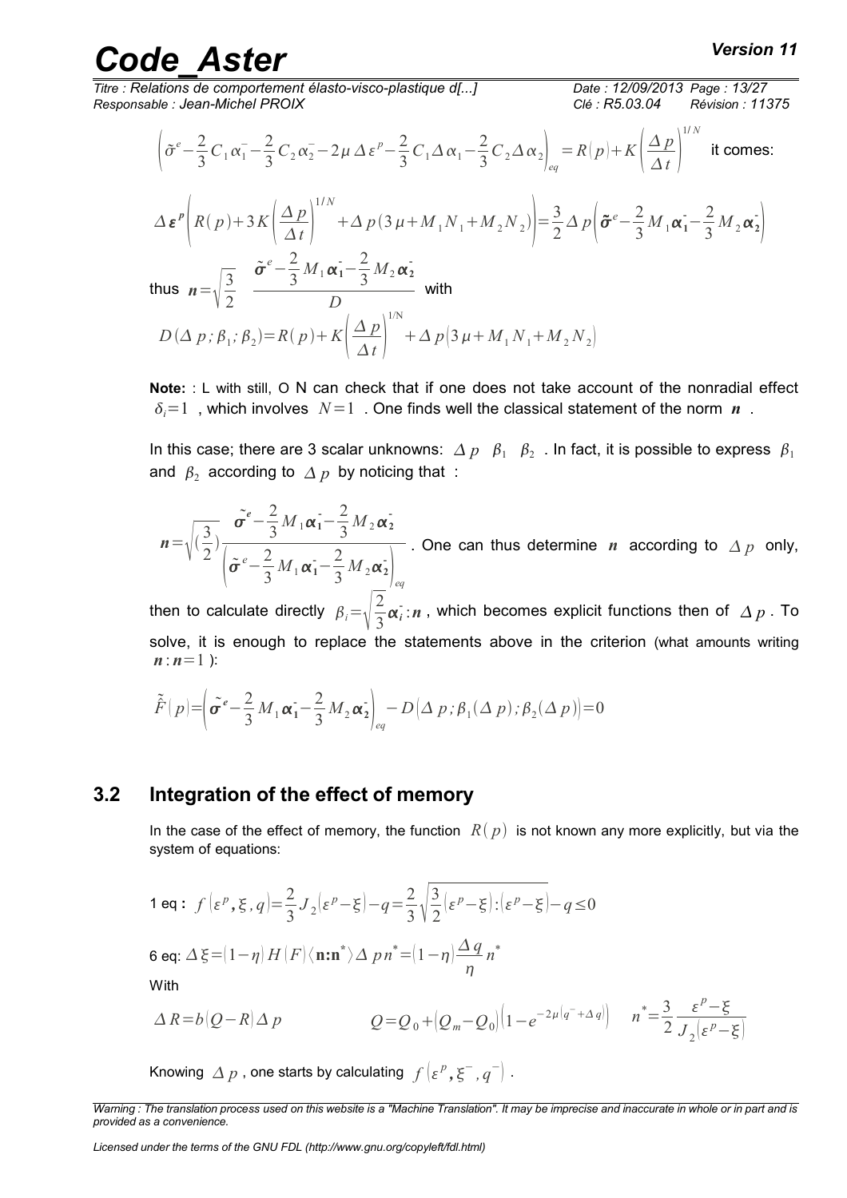$$\left(\tilde{\sigma}^{e}-\frac{2}{3}C_1\alpha_1^{-}-\frac{2}{3}C_2\alpha_2^{-}-2\mu\,\Delta\varepsilon^{p}-\frac{2}{3}C_1\Delta\alpha_1-\frac{2}{3}C_2\Delta\alpha_2\right)_{eq}=R(p)+K\left(\frac{\Delta p}{\Delta t}\right)^{1/N}$$ it comes:

$$\Delta\boldsymbol{\varepsilon}^{p}\left(R(p)+3K\left(\frac{\Delta p}{\Delta t}\right)^{1/N}+\Delta p\left(3\mu+M_1N_1+M_2N_2\right)\right)=\frac{3}{2}\Delta p\left(\tilde{\boldsymbol{\sigma}}^{e}-\frac{2}{3}M_1\boldsymbol{\alpha}_1^{-}-\frac{2}{3}M_2\boldsymbol{\alpha}_2^{-}\right)$$

thus $\boldsymbol{n}=\sqrt{\dfrac{3}{2}}\;\dfrac{\tilde{\boldsymbol{\sigma}}^{e}-\frac{2}{3}M_1\boldsymbol{\alpha}_1^{-}-\frac{2}{3}M_2\boldsymbol{\alpha}_2^{-}}{D}$ with

$$D(\Delta p;\beta_1;\beta_2)=R(p)+K\left(\frac{\Delta p}{\Delta t}\right)^{1/N}+\Delta p\left(3\mu+M_1N_1+M_2N_2\right)$$

**Note:** : L with still, O N can check that if one does not take account of the nonradial effect $\delta_i=1$ , which involves $N=1$ . One finds well the classical statement of the norm $\boldsymbol{n}$ .

In this case; there are 3 scalar unknowns: $\Delta p$ $\beta_1$ $\beta_2$ . In fact, it is possible to express $\beta_1$ and $\beta_2$ according to $\Delta p$ by noticing that :

$$\boldsymbol{n}=\sqrt{\left(\frac{3}{2}\right)}\frac{\tilde{\boldsymbol{\sigma}}^{e}-\frac{2}{3}M_1\boldsymbol{\alpha}_1^{-}-\frac{2}{3}M_2\boldsymbol{\alpha}_2^{-}}{\left(\tilde{\boldsymbol{\sigma}}^{e}-\frac{2}{3}M_1\boldsymbol{\alpha}_1^{-}-\frac{2}{3}M_2\boldsymbol{\alpha}_2^{-}\right)_{eq}}$$

. One can thus determine $\boldsymbol{n}$ according to $\Delta p$ only, then to calculate directly $\beta_i=\sqrt{\dfrac{2}{3}}\boldsymbol{\alpha}_i^{-}:\boldsymbol{n}$ , which becomes explicit functions then of $\Delta p$ . To solve, it is enough to replace the statements above in the criterion (what amounts writing $\boldsymbol{n}:\boldsymbol{n}=1$ ):

$$\tilde{\tilde{F}}(p)=\left(\tilde{\boldsymbol{\sigma}}^{e}-\frac{2}{3}M_1\boldsymbol{\alpha}_1^{-}-\frac{2}{3}M_2\boldsymbol{\alpha}_2^{-}\right)_{eq}-D\left(\Delta p;\beta_1(\Delta p);\beta_2(\Delta p)\right)=0$$

## 3.2 Integration of the effect of memory

In the case of the effect of memory, the function $R(p)$ is not known any more explicitly, but via the system of equations:

1 eq : $f\left(\varepsilon^{p},\xi,q\right)=\frac{2}{3}J_2\left(\varepsilon^{p}-\xi\right)-q=\frac{2}{3}\sqrt{\frac{3}{2}\left(\varepsilon^{p}-\xi\right):\left(\varepsilon^{p}-\xi\right)}-q\leq 0$

6 eq: $\Delta\xi=(1-\eta)H(F)\langle\mathbf{n}:\mathbf{n}^{*}\rangle\Delta p\,n^{*}=(1-\eta)\dfrac{\Delta q}{\eta}n^{*}$

With

$$\Delta R=b(Q-R)\Delta p \qquad Q=Q_0+\left(Q_m-Q_0\right)\left(1-e^{-2\mu\left(q^{-}+\Delta q\right)}\right) \qquad n^{*}=\frac{3}{2}\frac{\varepsilon^{p}-\xi}{J_2\left(\varepsilon^{p}-\xi\right)}$$

Knowing $\Delta p$ , one starts by calculating $f\left(\varepsilon^{p},\xi^{-},q^{-}\right)$ .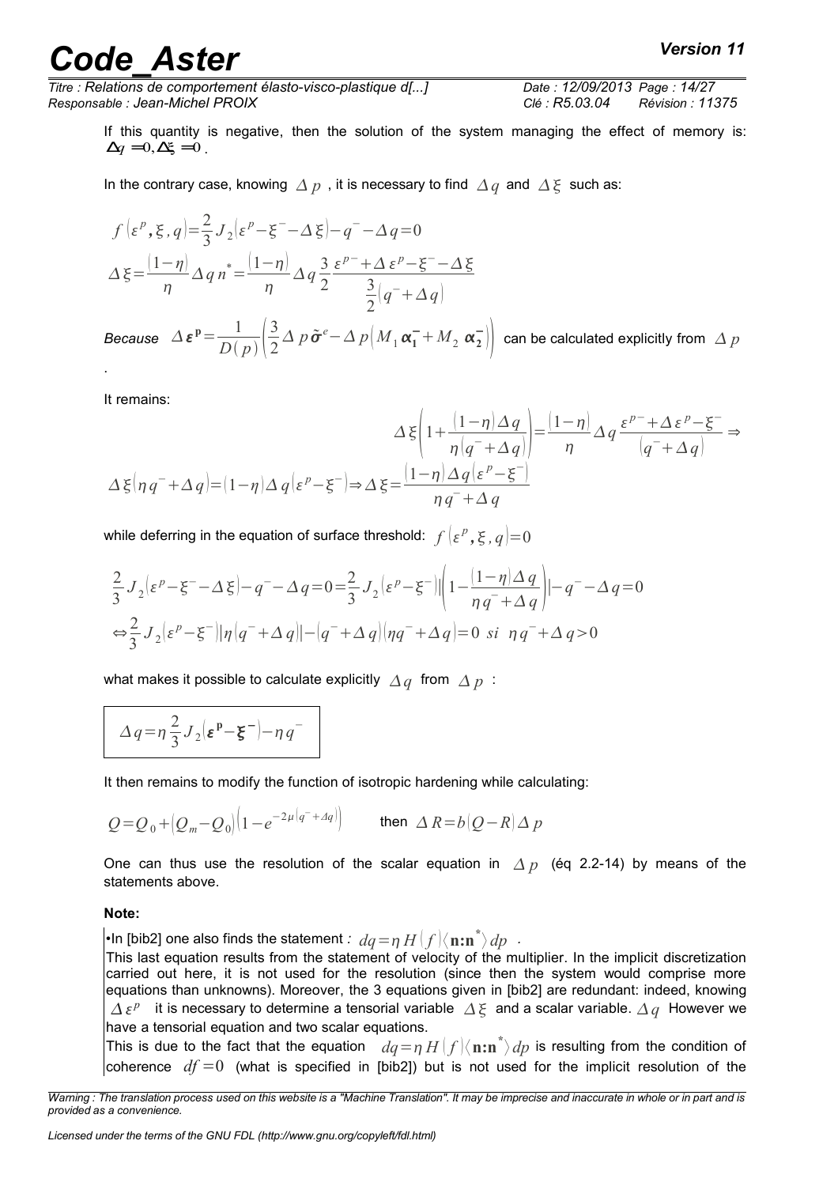If this quantity is negative, then the solution of the system managing the effect of memory is: $\Delta q=0, \Delta \xi=0$.

In the contrary case, knowing $\Delta p$, it is necessary to find $\Delta q$ and $\Delta \xi$ such as:

$$f\left(\varepsilon^{p}, \xi, q\right)=\frac{2}{3} J_{2}\left(\varepsilon^{p}-\xi^{-}-\Delta \xi\right)-q^{-}-\Delta q=0$$

$$\Delta \xi=\frac{(1-\eta)}{\eta} \Delta q\, n^{*}=\frac{(1-\eta)}{\eta} \Delta q \frac{3}{2} \frac{\varepsilon^{p-}+\Delta \varepsilon^{p}-\xi^{-}-\Delta \xi}{\frac{3}{2}\left(q^{-}+\Delta q\right)}$$

*Because* $\Delta \boldsymbol{\varepsilon}^{\mathbf{p}}=\frac{1}{D(p)}\left(\frac{3}{2} \Delta p\, \tilde{\boldsymbol{\sigma}}^{e}-\Delta p\left(M_{1} \boldsymbol{\alpha}_{\mathbf{1}}^{-}+M_{2}\, \boldsymbol{\alpha}_{\mathbf{2}}^{-}\right)\right)$ can be calculated explicitly from $\Delta p$.

It remains:

$$\Delta \xi\left(1+\frac{(1-\eta) \Delta q}{\eta\left(q^{-}+\Delta q\right)}\right)=\frac{(1-\eta)}{\eta} \Delta q \frac{\varepsilon^{p-}+\Delta \varepsilon^{p}-\xi^{-}}{\left(q^{-}+\Delta q\right)} \Rightarrow$$

$$\Delta \xi\left(\eta q^{-}+\Delta q\right)=(1-\eta) \Delta q\left(\varepsilon^{p}-\xi^{-}\right) \Rightarrow \Delta \xi=\frac{(1-\eta) \Delta q\left(\varepsilon^{p}-\xi^{-}\right)}{\eta q^{-}+\Delta q}$$

while deferring in the equation of surface threshold: $f\left(\varepsilon^{p}, \xi, q\right)=0$

$$\frac{2}{3} J_{2}\left(\varepsilon^{p}-\xi^{-}-\Delta \xi\right)-q^{-}-\Delta q=0=\frac{2}{3} J_{2}\left(\varepsilon^{p}-\xi^{-}\right)\left|\left(1-\frac{(1-\eta) \Delta q}{\eta q^{-}+\Delta q}\right)\right|-q^{-}-\Delta q=0$$

$$\Leftrightarrow \frac{2}{3} J_{2}\left(\varepsilon^{p}-\xi^{-}\right)\left|\eta\left(q^{-}+\Delta q\right)\right|-\left(q^{-}+\Delta q\right)\left(\eta q^{-}+\Delta q\right)=0 \;\; si \;\; \eta q^{-}+\Delta q>0$$

what makes it possible to calculate explicitly $\Delta q$ from $\Delta p$ :

$$\boxed{\Delta q=\eta \frac{2}{3} J_{2}\left(\boldsymbol{\varepsilon}^{\mathbf{p}}-\boldsymbol{\xi}^{-}\right)-\eta q^{-}}$$

It then remains to modify the function of isotropic hardening while calculating:

$$Q=Q_{0}+\left(Q_{m}-Q_{0}\right)\left(1-e^{-2 \mu\left(q^{-}+\Delta q\right)}\right) \qquad \text{then } \Delta R=b(Q-R) \Delta p$$

One can thus use the resolution of the scalar equation in $\Delta p$ (éq 2.2-14) by means of the statements above.

**Note:**

- In [bib2] one also finds the statement *:* $dq=\eta H(f)\langle\mathbf{n}:\mathbf{n}^{*}\rangle dp$ .

This last equation results from the statement of velocity of the multiplier. In the implicit discretization carried out here, it is not used for the resolution (since then the system would comprise more equations than unknowns). Moreover, the 3 equations given in [bib2] are redundant: indeed, knowing $\Delta \varepsilon^{p}$ it is necessary to determine a tensorial variable $\Delta \xi$ and a scalar variable. $\Delta q$ However we have a tensorial equation and two scalar equations.

This is due to the fact that the equation $dq=\eta H(f)\langle\mathbf{n}:\mathbf{n}^{*}\rangle dp$ is resulting from the condition of coherence $df=0$ (what is specified in [bib2]) but is not used for the implicit resolution of the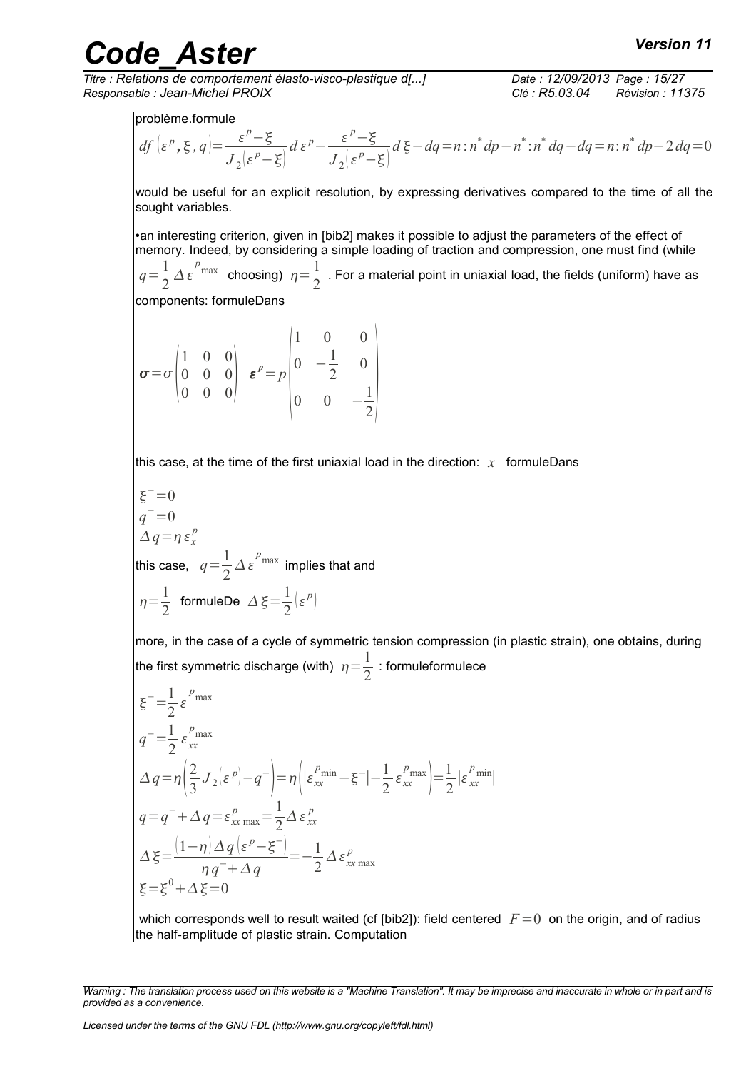problème.formule

$$df\left(\varepsilon^p, \xi, q\right)=\frac{\varepsilon^p-\xi}{J_2\left(\varepsilon^p-\xi\right)}d\varepsilon^p-\frac{\varepsilon^p-\xi}{J_2\left(\varepsilon^p-\xi\right)}d\xi-dq=n:n^* dp-n^*:n^* dq-dq=n:n^* dp-2dq=0$$

would be useful for an explicit resolution, by expressing derivatives compared to the time of all the sought variables.

•an interesting criterion, given in [bib2] makes it possible to adjust the parameters of the effect of memory. Indeed, by considering a simple loading of traction and compression, one must find (while $q=\frac{1}{2}\Delta\varepsilon^{p_{\max}}$ choosing) $\eta=\frac{1}{2}$ . For a material point in uniaxial load, the fields (uniform) have as components: formuleDans

$$\boldsymbol{\sigma}=\sigma\begin{pmatrix}1 & 0 & 0\\0 & 0 & 0\\0 & 0 & 0\end{pmatrix}\quad \boldsymbol{\varepsilon}^p=p\begin{pmatrix}1 & 0 & 0\\0 & -\frac{1}{2} & 0\\0 & 0 & -\frac{1}{2}\end{pmatrix}$$

this case, at the time of the first uniaxial load in the direction: $x$ formuleDans

$$\xi^-=0$$
$$q^-=0$$
$$\Delta q=\eta\varepsilon_x^p$$

this case, $q=\frac{1}{2}\Delta\varepsilon^{p_{\max}}$ implies that and

$\eta=\frac{1}{2}$ formuleDe $\Delta\xi=\frac{1}{2}\left(\varepsilon^p\right)$

more, in the case of a cycle of symmetric tension compression (in plastic strain), one obtains, during the first symmetric discharge (with) $\eta=\frac{1}{2}$ : formuleformulece

$$\xi^-=\frac{1}{2}\varepsilon^{p_{\max}}$$
$$q^-=\frac{1}{2}\varepsilon_{xx}^{p_{\max}}$$
$$\Delta q=\eta\left(\frac{2}{3}J_2\left(\varepsilon^p\right)-q^-\right)=\eta\left(\left|\varepsilon_{xx}^{p_{\min}}-\xi^-\right|-\frac{1}{2}\varepsilon_{xx}^{p_{\max}}\right)=\frac{1}{2}\left|\varepsilon_{xx}^{p_{\min}}\right|$$
$$q=q^-+\Delta q=\varepsilon_{xx\max}^p=\frac{1}{2}\Delta\varepsilon_{xx}^p$$
$$\Delta\xi=\frac{(1-\eta)\Delta q\left(\varepsilon^p-\xi^-\right)}{\eta q^-+\Delta q}=-\frac{1}{2}\Delta\varepsilon_{xx\max}^p$$
$$\xi=\xi^0+\Delta\xi=0$$

which corresponds well to result waited (cf [bib2]): field centered $F=0$ on the origin, and of radius the half-amplitude of plastic strain. Computation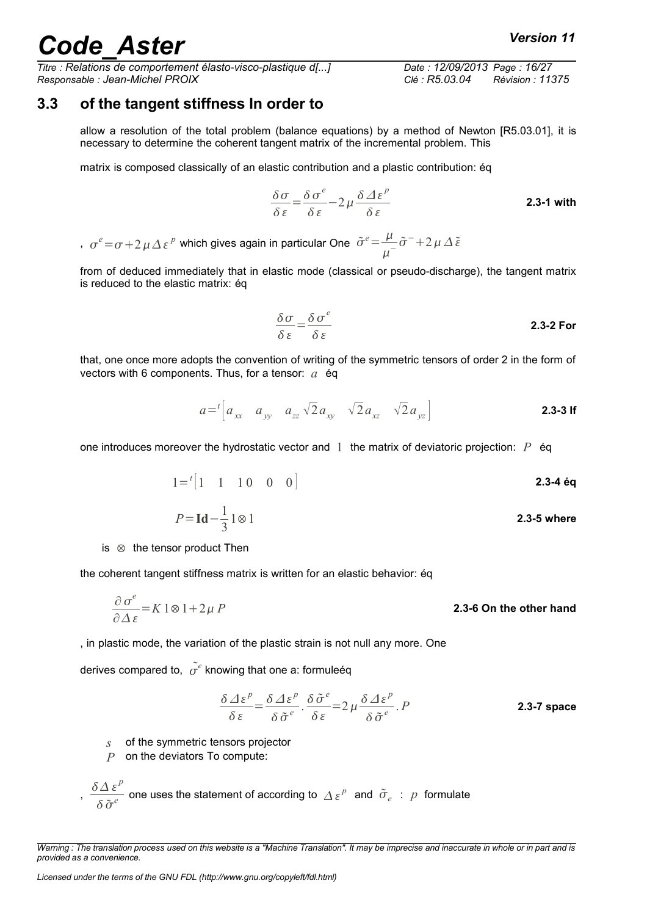## 3.3 of the tangent stiffness In order to

allow a resolution of the total problem (balance equations) by a method of Newton [R5.03.01], it is necessary to determine the coherent tangent matrix of the incremental problem. This

matrix is composed classically of an elastic contribution and a plastic contribution: éq

$$\frac{\delta\sigma}{\delta\varepsilon}=\frac{\delta\sigma^e}{\delta\varepsilon}-2\mu\frac{\delta\Delta\varepsilon^p}{\delta\varepsilon}$$ **2.3-1 with**

, $\sigma^e=\sigma+2\mu\Delta\varepsilon^p$ which gives again in particular One $\tilde{\sigma}^e=\frac{\mu}{\mu^-}\tilde{\sigma}^-+2\mu\Delta\tilde{\varepsilon}$

from of deduced immediately that in elastic mode (classical or pseudo-discharge), the tangent matrix is reduced to the elastic matrix: éq

$$\frac{\delta\sigma}{\delta\varepsilon}=\frac{\delta\sigma^e}{\delta\varepsilon}$$ **2.3-2 For**

that, one once more adopts the convention of writing of the symmetric tensors of order 2 in the form of vectors with 6 components. Thus, for a tensor: $a$ éq

$$a={}^t\left[a_{xx}\quad a_{yy}\quad a_{zz}\,\sqrt{2}a_{xy}\quad\sqrt{2}a_{xz}\quad\sqrt{2}a_{yz}\right]$$ **2.3-3 If**

one introduces moreover the hydrostatic vector and $1$ the matrix of deviatoric projection: $P$ éq

$$1={}^t\left[1\quad 1\quad 1\,0\quad 0\quad 0\right]$$ **2.3-4 éq**

$$P=\mathbf{Id}-\frac{1}{3}1\otimes 1$$ **2.3-5 where**

is $\otimes$ the tensor product Then

the coherent tangent stiffness matrix is written for an elastic behavior: éq

$$\frac{\partial\sigma^e}{\partial\Delta\varepsilon}=K\,1\otimes 1+2\mu P$$ **2.3-6 On the other hand**

, in plastic mode, the variation of the plastic strain is not null any more. One

derives compared to, $\tilde{\sigma}^e$ knowing that one a: formuleéq

$$\frac{\delta\Delta\varepsilon^p}{\delta\varepsilon}=\frac{\delta\Delta\varepsilon^p}{\delta\tilde{\sigma}^e}.\frac{\delta\tilde{\sigma}^e}{\delta\varepsilon}=2\mu\frac{\delta\Delta\varepsilon^p}{\delta\tilde{\sigma}^e}.P$$ **2.3-7 space**

- $s$ of the symmetric tensors projector
- $P$ on the deviators To compute:

, $\frac{\delta\Delta\varepsilon^p}{\delta\tilde{\sigma}^e}$ one uses the statement of according to $\Delta\varepsilon^p$ and $\tilde{\sigma}_e$ : $p$ formulate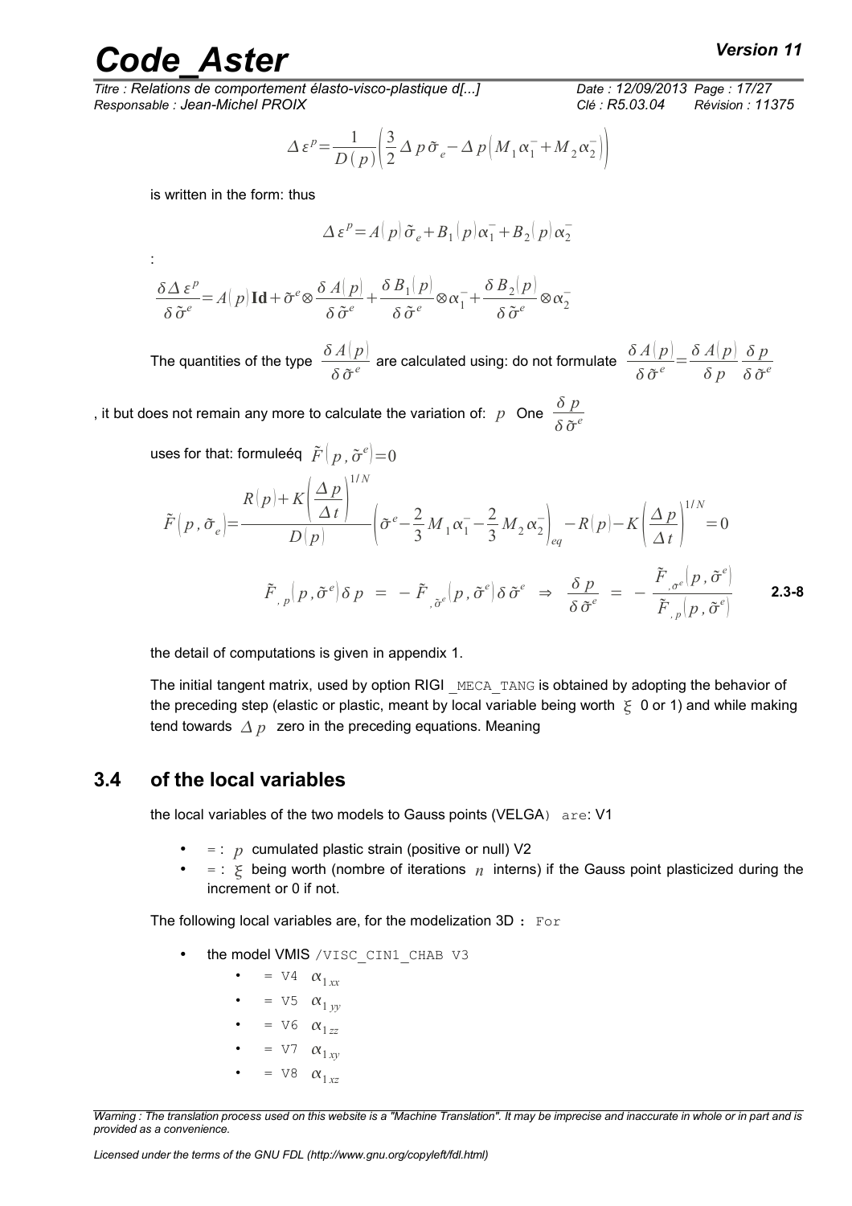$$\Delta\varepsilon^p = \frac{1}{D(p)}\left(\frac{3}{2}\Delta p\,\tilde{\sigma}_e - \Delta p\left(M_1\alpha_1^- + M_2\alpha_2^-\right)\right)$$

is written in the form: thus

$$\Delta\varepsilon^p = A(p)\,\tilde{\sigma}_e + B_1(p)\,\alpha_1^- + B_2(p)\,\alpha_2^-$$

:

$$\frac{\delta\Delta\varepsilon^p}{\delta\tilde{\sigma}^e} = A(p)\,\mathbf{Id} + \tilde{\sigma}^e \otimes \frac{\delta A(p)}{\delta\tilde{\sigma}^e} + \frac{\delta B_1(p)}{\delta\tilde{\sigma}^e} \otimes \alpha_1^- + \frac{\delta B_2(p)}{\delta\tilde{\sigma}^e} \otimes \alpha_2^-$$

The quantities of the type $\frac{\delta A(p)}{\delta\tilde{\sigma}^e}$ are calculated using: do not formulate $\frac{\delta A(p)}{\delta\tilde{\sigma}^e} = \frac{\delta A(p)}{\delta p}\frac{\delta p}{\delta\tilde{\sigma}^e}$

, it but does not remain any more to calculate the variation of: $p$ One $\frac{\delta p}{\delta\tilde{\sigma}^e}$

uses for that: formuleéq $\tilde{F}(p, \tilde{\sigma}^e) = 0$

$$\tilde{F}(p, \tilde{\sigma}_e) = \frac{R(p) + K\left(\frac{\Delta p}{\Delta t}\right)^{1/N}}{D(p)}\left(\tilde{\sigma}^e - \frac{2}{3}M_1\alpha_1^- - \frac{2}{3}M_2\alpha_2^-\right)_{eq} - R(p) - K\left(\frac{\Delta p}{\Delta t}\right)^{1/N} = 0$$

$$\tilde{F}_{,p}(p, \tilde{\sigma}^e)\,\delta p = -\tilde{F}_{,\tilde{\sigma}^e}(p, \tilde{\sigma}^e)\,\delta\tilde{\sigma}^e \Rightarrow \frac{\delta p}{\delta\tilde{\sigma}^e} = -\frac{\tilde{F}_{,\sigma^e}(p, \tilde{\sigma}^e)}{\tilde{F}_{,p}(p, \tilde{\sigma}^e)} \qquad \textbf{2.3-8}$$

the detail of computations is given in appendix 1.

The initial tangent matrix, used by option RIGI `_MECA_TANG` is obtained by adopting the behavior of the preceding step (elastic or plastic, meant by local variable being worth $\xi$ 0 or 1) and while making tend towards $\Delta p$ zero in the preceding equations. Meaning

## 3.4 of the local variables

the local variables of the two models to Gauss points (VELGA) `are`: V1

- = : $p$ cumulated plastic strain (positive or null) V2
- = : $\xi$ being worth (nombre of iterations $n$ interns) if the Gauss point plasticized during the increment or 0 if not.

The following local variables are, for the modelization 3D **:** `For`

- the model VMIS `/VISC_CIN1_CHAB V3`
  - = `V4` $\alpha_{1xx}$
  - = `V5` $\alpha_{1yy}$
  - = `V6` $\alpha_{1zz}$
  - = `V7` $\alpha_{1xy}$
  - = `V8` $\alpha_{1xz}$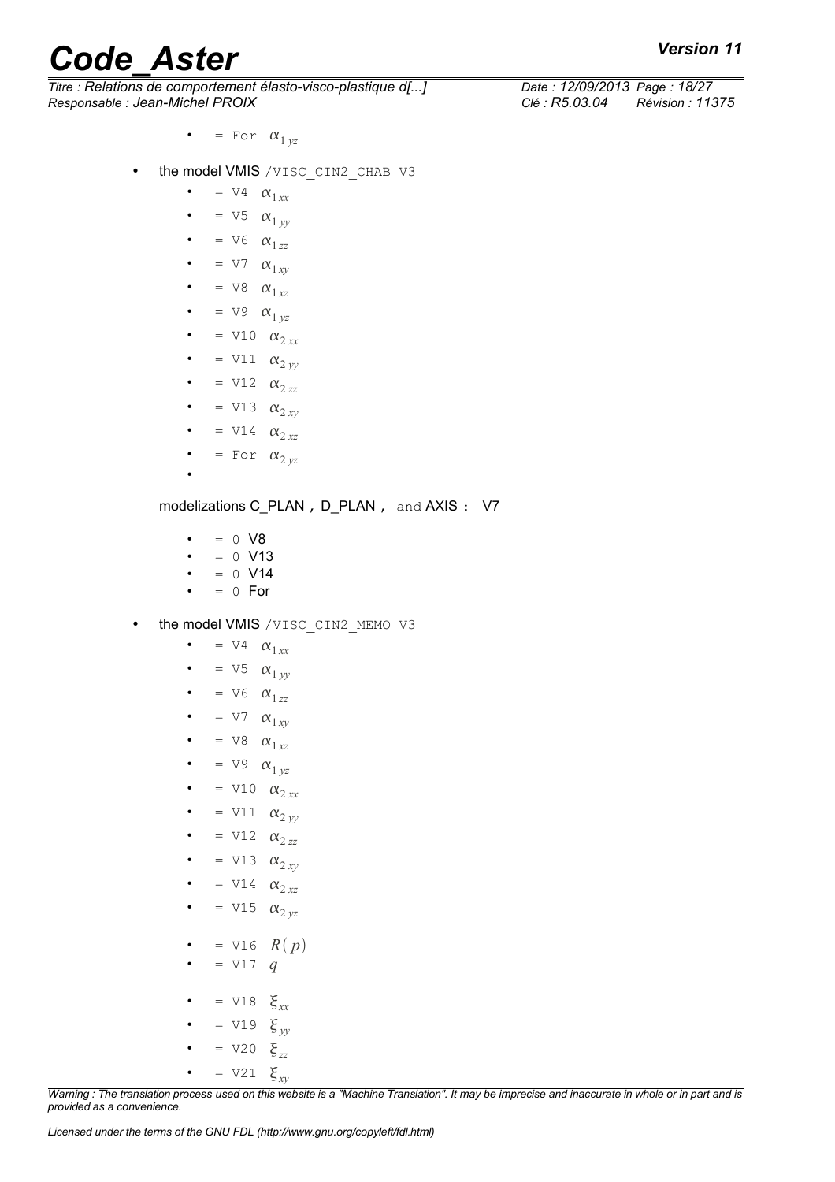- = For $\alpha_{1\,yz}$

- the model VMIS /VISC_CIN2_CHAB V3
  - = V4 $\alpha_{1\,xx}$
  - = V5 $\alpha_{1\,yy}$
  - = V6 $\alpha_{1\,zz}$
  - = V7 $\alpha_{1\,xy}$
  - = V8 $\alpha_{1\,xz}$
  - = V9 $\alpha_{1\,yz}$
  - = V10 $\alpha_{2\,xx}$
  - = V11 $\alpha_{2\,yy}$
  - = V12 $\alpha_{2\,zz}$
  - = V13 $\alpha_{2\,xy}$
  - = V14 $\alpha_{2\,xz}$
  - = For $\alpha_{2\,yz}$
  - 

  modelizations C_PLAN , D_PLAN , and AXIS : V7

  - = 0 V8
  - = 0 V13
  - = 0 V14
  - = 0 For

- the model VMIS /VISC_CIN2_MEMO V3
  - = V4 $\alpha_{1\,xx}$
  - = V5 $\alpha_{1\,yy}$
  - = V6 $\alpha_{1\,zz}$
  - = V7 $\alpha_{1\,xy}$
  - = V8 $\alpha_{1\,xz}$
  - = V9 $\alpha_{1\,yz}$
  - = V10 $\alpha_{2\,xx}$
  - = V11 $\alpha_{2\,yy}$
  - = V12 $\alpha_{2\,zz}$
  - = V13 $\alpha_{2\,xy}$
  - = V14 $\alpha_{2\,xz}$
  - = V15 $\alpha_{2\,yz}$
  - = V16 $R(p)$
  - = V17 $q$
  - = V18 $\xi_{xx}$
  - = V19 $\xi_{yy}$
  - = V20 $\xi_{zz}$
  - = V21 $\xi_{xy}$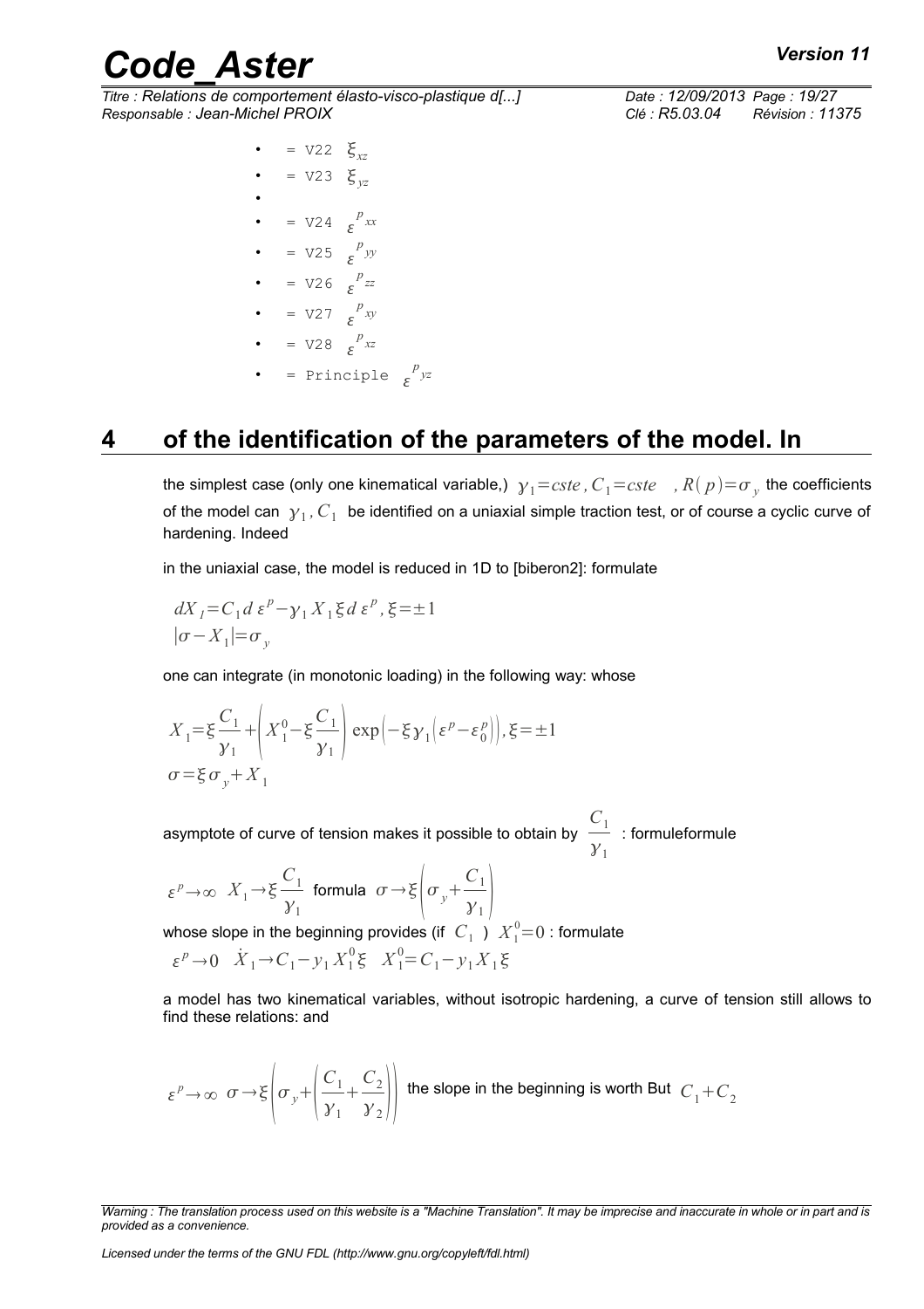- = V22 $\xi_{xz}$
- = V23 $\xi_{yz}$
-
- = V24 $\varepsilon^{p}{}_{xx}$
- = V25 $\varepsilon^{p}{}_{yy}$
- = V26 $\varepsilon^{p}{}_{zz}$
- = V27 $\varepsilon^{p}{}_{xy}$
- = V28 $\varepsilon^{p}{}_{xz}$
- = Principle $\varepsilon^{p}{}_{yz}$

# 4 of the identification of the parameters of the model. In

the simplest case (only one kinematical variable,) $\gamma_1 = cste, C_1 = cste \quad , R(p) = \sigma_y$ the coefficients of the model can $\gamma_1, C_1$ be identified on a uniaxial simple traction test, or of course a cyclic curve of hardening. Indeed

in the uniaxial case, the model is reduced in 1D to [biberon2]: formulate

$$dX_1 = C_1 d\,\varepsilon^p - \gamma_1 X_1 \xi d\,\varepsilon^p, \xi = \pm 1$$
$$|\sigma - X_1| = \sigma_y$$

one can integrate (in monotonic loading) in the following way: whose

$$X_1 = \xi \frac{C_1}{\gamma_1} + \left( X_1^0 - \xi \frac{C_1}{\gamma_1} \right) \exp\left( -\xi \gamma_1 \left( \varepsilon^p - \varepsilon_0^p \right) \right), \xi = \pm 1$$
$$\sigma = \xi \sigma_y + X_1$$

asymptote of curve of tension makes it possible to obtain by $\frac{C_1}{\gamma_1}$ : formuleformule

$\varepsilon^p \to \infty \quad X_1 \to \xi \frac{C_1}{\gamma_1}$ formula $\sigma \to \xi \left( \sigma_y + \frac{C_1}{\gamma_1} \right)$

whose slope in the beginning provides (if $C_1$ ) $X_1^0 = 0$ : formulate

$\varepsilon^p \to 0 \quad \dot{X}_1 \to C_1 - y_1 X_1^0 \xi \quad X_1^0 = C_1 - y_1 X_1 \xi$

a model has two kinematical variables, without isotropic hardening, a curve of tension still allows to find these relations: and

$\varepsilon^p \to \infty \quad \sigma \to \xi \left( \sigma_y + \left( \frac{C_1}{\gamma_1} + \frac{C_2}{\gamma_2} \right) \right)$ the slope in the beginning is worth But $C_1 + C_2$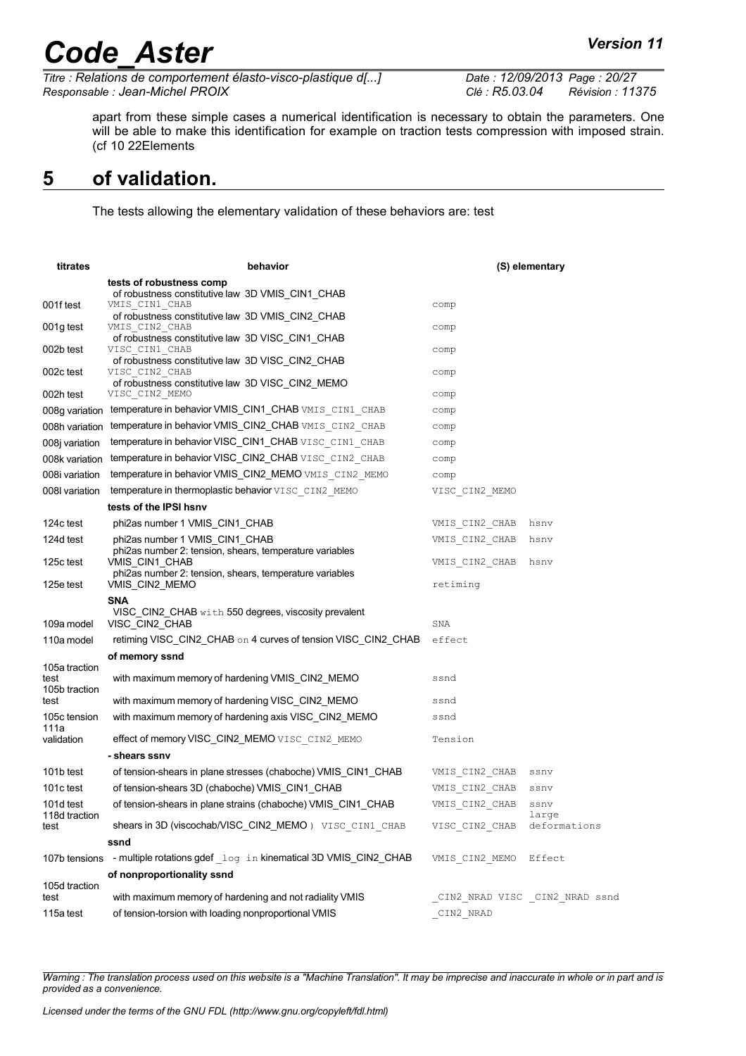apart from these simple cases a numerical identification is necessary to obtain the parameters. One will be able to make this identification for example on traction tests compression with imposed strain. (cf 10 22Elements

# 5 of validation.

The tests allowing the elementary validation of these behaviors are: test

| titrates | behavior | (S) elementary | |
|---|---|---|---|
| | **tests of robustness comp** | | |
| 001f test | of robustness constitutive law 3D VMIS_CIN1_CHAB VMIS_CIN1_CHAB | comp | |
| 001g test | of robustness constitutive law 3D VMIS_CIN2_CHAB VMIS_CIN2_CHAB | comp | |
| 002b test | of robustness constitutive law 3D VISC_CIN1_CHAB VISC_CIN1_CHAB | comp | |
| 002c test | of robustness constitutive law 3D VISC_CIN2_CHAB VISC_CIN2_CHAB | comp | |
| 002h test | of robustness constitutive law 3D VISC_CIN2_MEMO VISC_CIN2_MEMO | comp | |
| 008g variation | temperature in behavior VMIS_CIN1_CHAB VMIS_CIN1_CHAB | comp | |
| 008h variation | temperature in behavior VMIS_CIN2_CHAB VMIS_CIN2_CHAB | comp | |
| 008j variation | temperature in behavior VISC_CIN1_CHAB VISC_CIN1_CHAB | comp | |
| 008k variation | temperature in behavior VISC_CIN2_CHAB VISC_CIN2_CHAB | comp | |
| 008i variation | temperature in behavior VMIS_CIN2_MEMO VMIS_CIN2_MEMO | comp | |
| 008l variation | temperature in thermoplastic behavior VISC_CIN2_MEMO | VISC_CIN2_MEMO | |
| | **tests of the IPSI hsnv** | | |
| 124c test | phi2as number 1 VMIS_CIN1_CHAB | VMIS_CIN2_CHAB | hsnv |
| 124d test | phi2as number 1 VMIS_CIN1_CHAB | VMIS_CIN2_CHAB | hsnv |
| 125c test | phi2as number 2: tension, shears, temperature variables VMIS_CIN1_CHAB | VMIS_CIN2_CHAB | hsnv |
| 125e test | phi2as number 2: tension, shears, temperature variables VMIS_CIN2_MEMO | retiming | |
| | **SNA** | | |
| 109a model | VISC_CIN2_CHAB with 550 degrees, viscosity prevalent VISC_CIN2_CHAB | SNA | |
| 110a model | retiming VISC_CIN2_CHAB on 4 curves of tension VISC_CIN2_CHAB | effect | |
| | **of memory ssnd** | | |
| 105a traction test | with maximum memory of hardening VMIS_CIN2_MEMO | ssnd | |
| 105b traction test | with maximum memory of hardening VISC_CIN2_MEMO | ssnd | |
| 105c tension | with maximum memory of hardening axis VISC_CIN2_MEMO | ssnd | |
| 111a validation | effect of memory VISC_CIN2_MEMO VISC_CIN2_MEMO | Tension | |
| | **- shears ssnv** | | |
| 101b test | of tension-shears in plane stresses (chaboche) VMIS_CIN1_CHAB | VMIS_CIN2_CHAB | ssnv |
| 101c test | of tension-shears 3D (chaboche) VMIS_CIN1_CHAB | VMIS_CIN2_CHAB | ssnv |
| 101d test | of tension-shears in plane strains (chaboche) VMIS_CIN1_CHAB | VMIS_CIN2_CHAB | ssnv |
| 118d traction test | shears in 3D (viscochab/VISC_CIN2_MEMO ) VISC_CIN1_CHAB | VISC_CIN2_CHAB | large deformations |
| | **ssnd** | | |
| 107b tensions | - multiple rotations gdef _log in kinematical 3D VMIS_CIN2_CHAB | VMIS_CIN2_MEMO | Effect |
| | **of nonproportionality ssnd** | | |
| 105d traction test | with maximum memory of hardening and not radiality VMIS | _CIN2_NRAD VISC _CIN2_NRAD ssnd | |
| 115a test | of tension-torsion with loading nonproportional VMIS | _CIN2_NRAD | |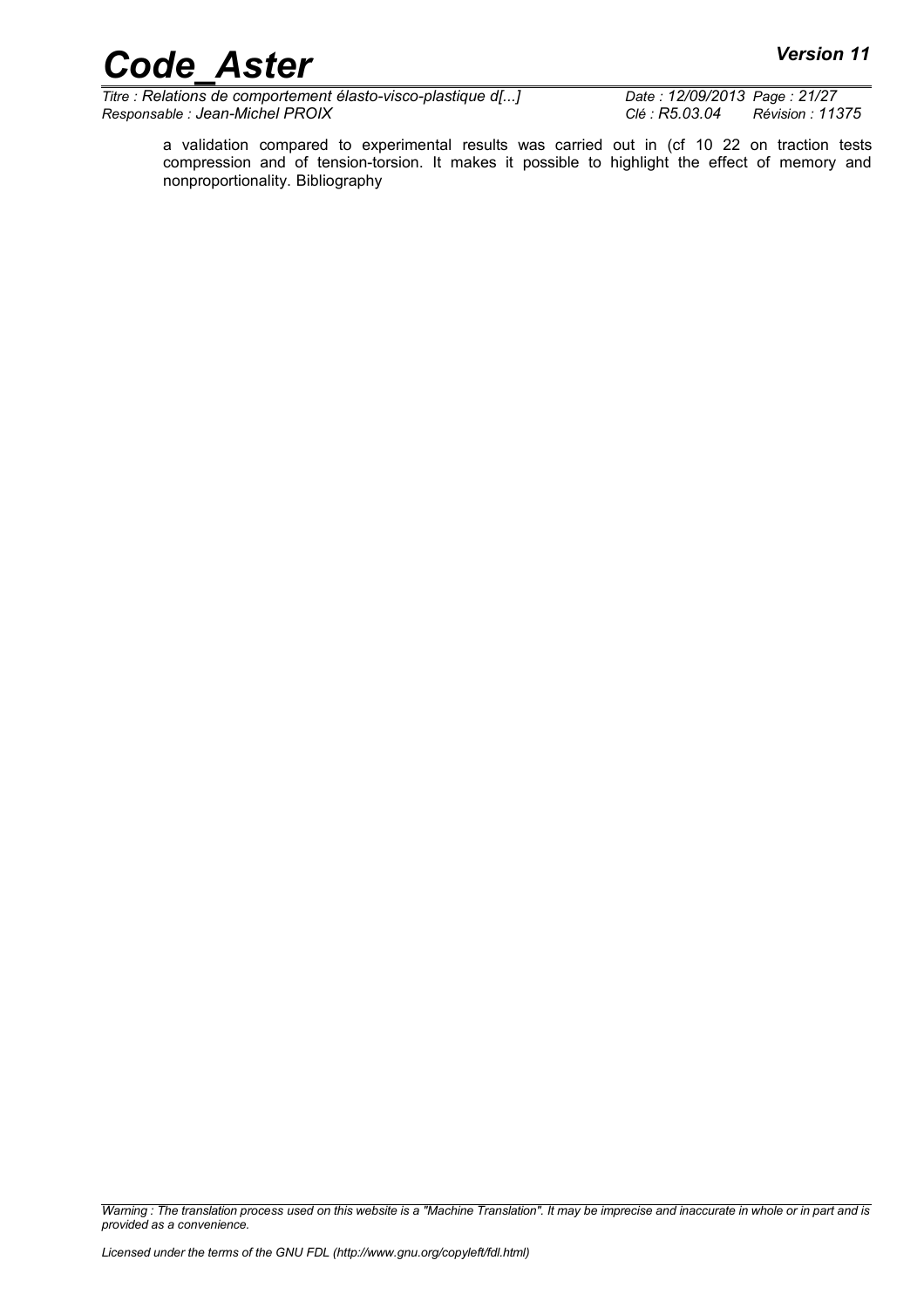a validation compared to experimental results was carried out in (cf 10 22 on traction tests compression and of tension-torsion. It makes it possible to highlight the effect of memory and nonproportionality. Bibliography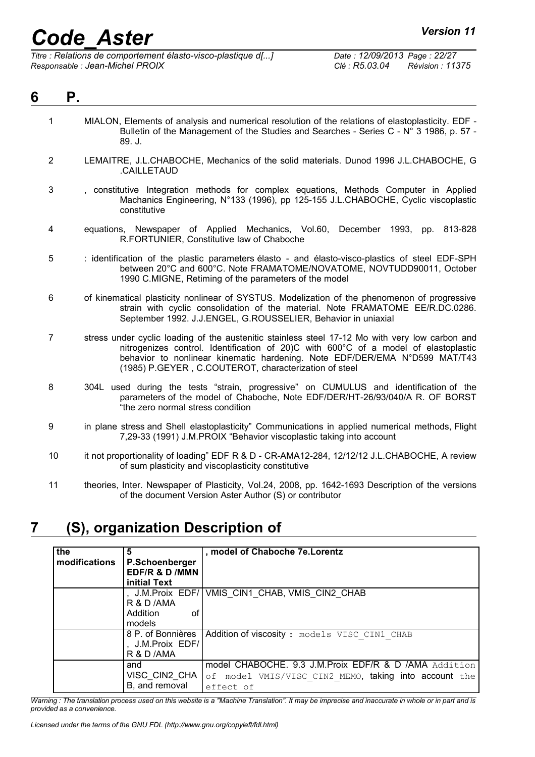# 6 P.

1. MIALON, Elements of analysis and numerical resolution of the relations of elastoplasticity. EDF - Bulletin of the Management of the Studies and Searches - Series C - N° 3 1986, p. 57 - 89. J.

2. LEMAITRE, J.L.CHABOCHE, Mechanics of the solid materials. Dunod 1996 J.L.CHABOCHE, G .CAILLETAUD

3. , constitutive Integration methods for complex equations, Methods Computer in Applied Machanics Engineering, N°133 (1996), pp 125-155 J.L.CHABOCHE, Cyclic viscoplastic constitutive

4. equations, Newspaper of Applied Mechanics, Vol.60, December 1993, pp. 813-828 R.FORTUNIER, Constitutive law of Chaboche

5. : identification of the plastic parameters élasto - and élasto-visco-plastics of steel EDF-SPH between 20°C and 600°C. Note FRAMATOME/NOVATOME, NOVTUDD90011, October 1990 C.MIGNE, Retiming of the parameters of the model

6. of kinematical plasticity nonlinear of SYSTUS. Modelization of the phenomenon of progressive strain with cyclic consolidation of the material. Note FRAMATOME EE/R.DC.0286. September 1992. J.J.ENGEL, G.ROUSSELIER, Behavior in uniaxial

7. stress under cyclic loading of the austenitic stainless steel 17-12 Mo with very low carbon and nitrogenizes control. Identification of 20)C with 600°C of a model of elastoplastic behavior to nonlinear kinematic hardening. Note EDF/DER/EMA N°D599 MAT/T43 (1985) P.GEYER , C.COUTEROT, characterization of steel

8. 304L used during the tests "strain, progressive" on CUMULUS and identification of the parameters of the model of Chaboche, Note EDF/DER/HT-26/93/040/A R. OF BORST "the zero normal stress condition

9. in plane stress and Shell elastoplasticity" Communications in applied numerical methods, Flight 7,29-33 (1991) J.M.PROIX "Behavior viscoplastic taking into account

10. it not proportionality of loading" EDF R & D - CR-AMA12-284, 12/12/12 J.L.CHABOCHE, A review of sum plasticity and viscoplasticity constitutive

11. theories, Inter. Newspaper of Plasticity, Vol.24, 2008, pp. 1642-1693 Description of the versions of the document Version Aster Author (S) or contributor

# 7 (S), organization Description of

| the modifications | 5 P.Schoenberger EDF/R & D /MMN initial Text | , model of Chaboche 7e.Lorentz |
|---|---|---|
| | , J.M.Proix EDF/ R & D /AMA Addition of models | VMIS_CIN1_CHAB, VMIS_CIN2_CHAB |
| | 8 P. of Bonnières , J.M.Proix EDF/ R & D /AMA | Addition of viscosity : models VISC_CIN1_CHAB |
| | and VISC_CIN2_CHA B, and removal | model CHABOCHE. 9.3 J.M.Proix EDF/R & D /AMA Addition of model VMIS/VISC_CIN2_MEMO, taking into account the effect of |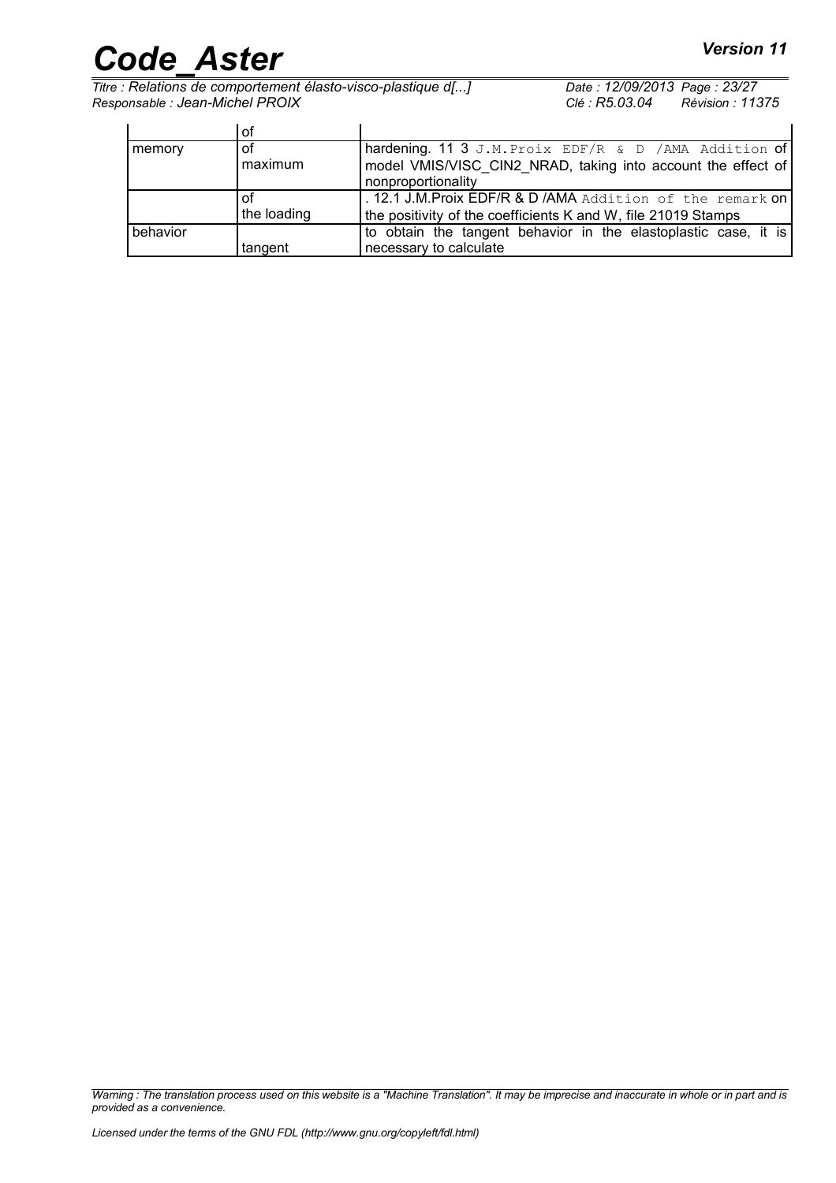|  | of |  |
|---|---|---|
| memory | of maximum | hardening. 11 3 J.M.Proix EDF/R & D /AMA Addition of model VMIS/VISC_CIN2_NRAD, taking into account the effect of nonproportionality |
|  | of the loading | . 12.1 J.M.Proix EDF/R & D /AMA Addition of the remark on the positivity of the coefficients K and W, file 21019 Stamps |
| behavior | tangent | to obtain the tangent behavior in the elastoplastic case, it is necessary to calculate |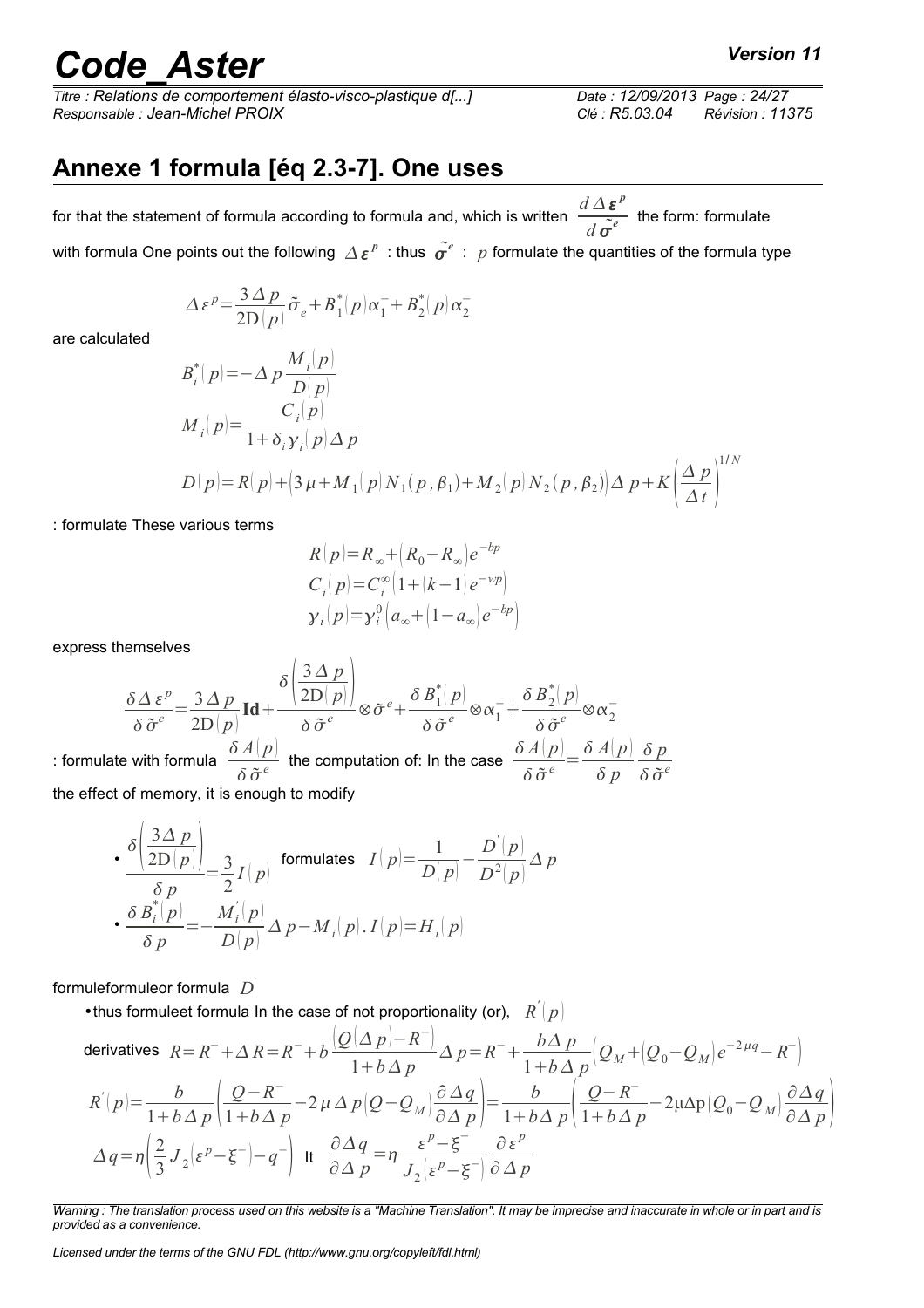## Annexe 1 formula [éq 2.3-7]. One uses

for that the statement of formula according to formula and, which is written $\frac{d\Delta \boldsymbol{\varepsilon}^p}{d\tilde{\boldsymbol{\sigma}}^e}$ the form: formulate with formula One points out the following $\Delta \boldsymbol{\varepsilon}^p$ : thus $\tilde{\boldsymbol{\sigma}}^e$ : $p$ formulate the quantities of the formula type

$$\Delta \varepsilon^p = \frac{3\Delta p}{2\mathrm{D}(p)}\tilde{\sigma}_e + B_1^*(p)\alpha_1^- + B_2^*(p)\alpha_2^-$$

are calculated

$$B_i^*(p) = -\Delta p \frac{M_i(p)}{D(p)}$$

$$M_i(p) = \frac{C_i(p)}{1+\delta_i \gamma_i(p)\Delta p}$$

$$D(p) = R(p) + \left(3\mu + M_1(p)N_1(p,\beta_1) + M_2(p)N_2(p,\beta_2)\right)\Delta p + K\left(\frac{\Delta p}{\Delta t}\right)^{1/N}$$

: formulate These various terms

$$R(p) = R_\infty + (R_0 - R_\infty)e^{-bp}$$

$$C_i(p) = C_i^\infty\left(1+(k-1)e^{-wp}\right)$$

$$\gamma_i(p) = \gamma_i^0\left(a_\infty + (1-a_\infty)e^{-bp}\right)$$

express themselves

$$\frac{\delta \Delta \varepsilon^p}{\delta \tilde{\sigma}^e} = \frac{3\Delta p}{2\mathrm{D}(p)}\mathbf{Id} + \frac{\delta\left(\frac{3\Delta p}{2\mathrm{D}(p)}\right)}{\delta \tilde{\sigma}^e} \otimes \tilde{\sigma}^e + \frac{\delta B_1^*(p)}{\delta \tilde{\sigma}^e} \otimes \alpha_1^- + \frac{\delta B_2^*(p)}{\delta \tilde{\sigma}^e} \otimes \alpha_2^-$$

: formulate with formula $\frac{\delta A(p)}{\delta \tilde{\sigma}^e}$ the computation of: In the case $\frac{\delta A(p)}{\delta \tilde{\sigma}^e} = \frac{\delta A(p)}{\delta p}\frac{\delta p}{\delta \tilde{\sigma}^e}$

the effect of memory, it is enough to modify

- $\frac{\delta\left(\frac{3\Delta p}{2\mathrm{D}(p)}\right)}{\delta p} = \frac{3}{2}I(p)$ formulates $I(p) = \frac{1}{D(p)} - \frac{D'(p)}{D^2(p)}\Delta p$
- $\frac{\delta B_i^*(p)}{\delta p} = -\frac{M_i'(p)}{D(p)}\Delta p - M_i(p).I(p) = H_i(p)$

formuleformuleor formula $D'$

- thus formuleet formula In the case of not proportionality (or), $R'(p)$

derivatives $R = R^- + \Delta R = R^- + b\frac{\left(Q(\Delta p) - R^-\right)}{1+b\Delta p}\Delta p = R^- + \frac{b\Delta p}{1+b\Delta p}\left(Q_M + (Q_0 - Q_M)e^{-2\mu q} - R^-\right)$

$$R'(p) = \frac{b}{1+b\Delta p}\left(\frac{Q-R^-}{1+b\Delta p} - 2\mu\Delta p(Q-Q_M)\frac{\partial \Delta q}{\partial \Delta p}\right) = \frac{b}{1+b\Delta p}\left(\frac{Q-R^-}{1+b\Delta p} - 2\mu\Delta p(Q_0 - Q_M)\frac{\partial \Delta q}{\partial \Delta p}\right)$$

$$\Delta q = \eta\left(\frac{2}{3}J_2(\varepsilon^p - \xi^-) - q^-\right) \quad \text{It} \quad \frac{\partial \Delta q}{\partial \Delta p} = \eta\frac{\varepsilon^p - \xi^-}{J_2(\varepsilon^p - \xi^-)}\frac{\partial \varepsilon^p}{\partial \Delta p}$$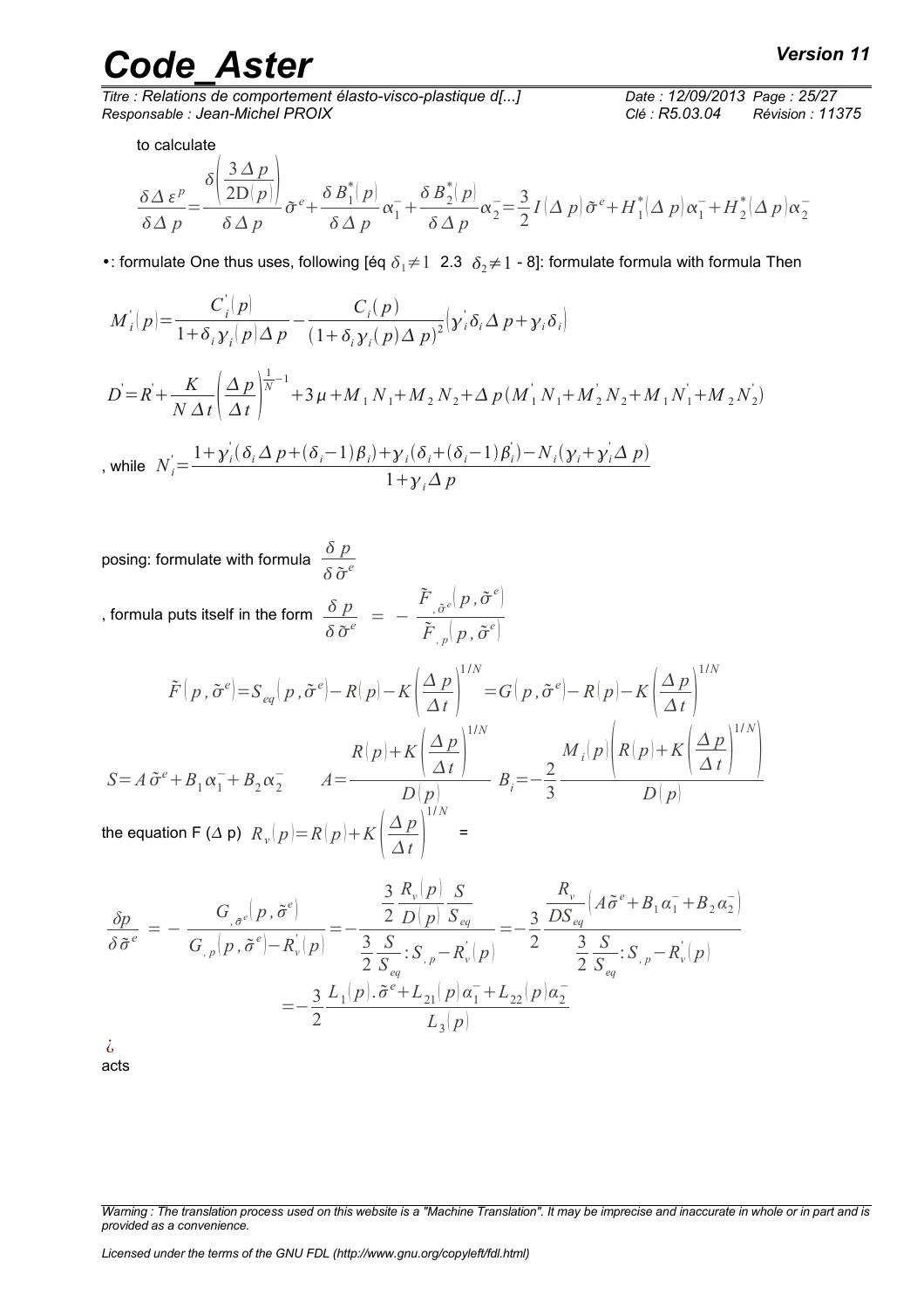to calculate

$$\frac{\delta \Delta \varepsilon^p}{\delta \Delta p}=\frac{\delta\left(\frac{3\Delta p}{2\mathrm{D}(p)}\right)}{\delta \Delta p}\tilde{\sigma}^e+\frac{\delta B_1^*(p)}{\delta \Delta p}\alpha_1^-+\frac{\delta B_2^*(p)}{\delta \Delta p}\alpha_2^-=\frac{3}{2}I(\Delta p)\tilde{\sigma}^e+H_1^*(\Delta p)\alpha_1^-+H_2^*(\Delta p)\alpha_2^-$$

•: formulate One thus uses, following [éq $\delta_1 \neq 1$ 2.3 $\delta_2 \neq 1$ - 8]: formulate formula with formula Then

$$M_i^{'}(p)=\frac{C_i^{'}(p)}{1+\delta_i \gamma_i(p)\Delta p}-\frac{C_i(p)}{(1+\delta_i \gamma_i(p)\Delta p)^2}\left(\gamma_i^{'}\delta_i \Delta p+\gamma_i \delta_i\right)$$

$$D^{'}=R^{'}+\frac{K}{N\Delta t}\left(\frac{\Delta p}{\Delta t}\right)^{\frac{1}{N}-1}+3\mu+M_1 N_1+M_2 N_2+\Delta p\left(M_1^{'}N_1+M_2^{'}N_2+M_1 N_1^{'}+M_2 N_2^{'}\right)$$

, while $N_i^{'}=\dfrac{1+\gamma_i^{'}(\delta_i \Delta p+(\delta_i-1)\beta_i)+\gamma_i(\delta_i+(\delta_i-1)\beta_i^{'})-N_i(\gamma_i+\gamma_i^{'}\Delta p)}{1+\gamma_i \Delta p}$

posing: formulate with formula $\dfrac{\delta p}{\delta \tilde{\sigma}^e}$

, formula puts itself in the form $\dfrac{\delta p}{\delta \tilde{\sigma}^e} = -\dfrac{\tilde{F}_{,\tilde{\sigma}^e}(p,\tilde{\sigma}^e)}{\tilde{F}_{,p}(p,\tilde{\sigma}^e)}$

$$\tilde{F}(p,\tilde{\sigma}^e)=S_{eq}(p,\tilde{\sigma}^e)-R(p)-K\left(\frac{\Delta p}{\Delta t}\right)^{1/N}=G(p,\tilde{\sigma}^e)-R(p)-K\left(\frac{\Delta p}{\Delta t}\right)^{1/N}$$

$$S=A\tilde{\sigma}^e+B_1\alpha_1^-+B_2\alpha_2^- \qquad A=\frac{R(p)+K\left(\frac{\Delta p}{\Delta t}\right)^{1/N}}{D(p)} \quad B_i=-\frac{2}{3}\frac{M_i(p)\left(R(p)+K\left(\frac{\Delta p}{\Delta t}\right)^{1/N}\right)}{D(p)}$$

the equation F ($\Delta$ p) $R_v(p)=R(p)+K\left(\dfrac{\Delta p}{\Delta t}\right)^{1/N}$ =

$$\frac{\delta p}{\delta \tilde{\sigma}^e} = -\frac{G_{,\tilde{\sigma}^e}(p,\tilde{\sigma}^e)}{G_{,p}(p,\tilde{\sigma}^e)-R_v^{'}(p)}=-\frac{\frac{3}{2}\frac{R_v(p)}{D(p)}\frac{S}{S_{eq}}}{\frac{3}{2}\frac{S}{S_{eq}}:S_{,p}-R_v^{'}(p)}=-\frac{3}{2}\frac{\frac{R_v}{DS_{eq}}\left(A\tilde{\sigma}^e+B_1\alpha_1^-+B_2\alpha_2^-\right)}{\frac{3}{2}\frac{S}{S_{eq}}:S_{,p}-R_v^{'}(p)}$$

$$=-\frac{3}{2}\frac{L_1(p).\tilde{\sigma}^e+L_{21}(p)\alpha_1^-+L_{22}(p)\alpha_2^-}{L_3(p)}$$

¿

acts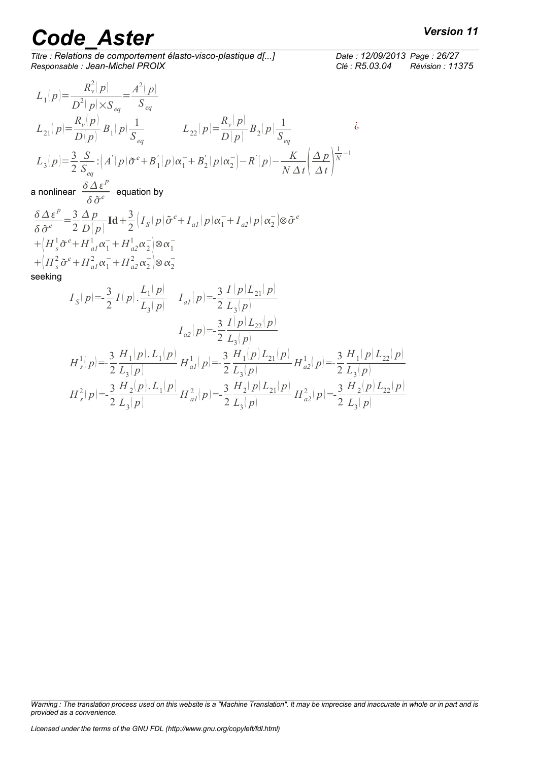$$L_1(p)=\frac{R_v^2(p)}{D^2(p)\times S_{eq}}=\frac{A^2(p)}{S_{eq}}$$

$$L_{21}(p)=\frac{R_v(p)}{D(p)}B_1(p)\frac{1}{S_{eq}} \qquad L_{22}(p)=\frac{R_v(p)}{D(p)}B_2(p)\frac{1}{S_{eq}}$$

¿

$$L_3(p)=\frac{3}{2}\frac{S}{S_{eq}}:\left(A^{'}(p)\tilde{\sigma}^e+B_1^{'}(p)\alpha_1^-+B_2^{'}(p)\alpha_2^-\right)-R^{'}(p)-\frac{K}{N\,\Delta t}\left(\frac{\Delta p}{\Delta t}\right)^{\frac{1}{N}-1}$$

a nonlinear $\dfrac{\delta\Delta\varepsilon^p}{\delta\tilde{\sigma}^e}$ equation by

$$\begin{aligned}\frac{\delta\Delta\varepsilon^p}{\delta\tilde{\sigma}^e}&=\frac{3}{2}\frac{\Delta p}{D(p)}\mathbf{Id}+\frac{3}{2}\left(I_S(p)\tilde{\sigma}^e+I_{a1}(p)\alpha_1^-+I_{a2}(p)\alpha_2^-\right)\otimes\tilde{\sigma}^e\\&+\left(H_s^1\tilde{\sigma}^e+H_{a1}^1\alpha_1^-+H_{a2}^1\alpha_2^-\right)\otimes\alpha_1^-\\&+\left(H_s^2\tilde{\sigma}^e+H_{a1}^2\alpha_1^-+H_{a2}^2\alpha_2^-\right)\otimes\alpha_2^-\end{aligned}$$

seeking

$$I_S(p)=-\frac{3}{2}I(p).\frac{L_1(p)}{L_3(p)} \qquad I_{a1}(p)=-\frac{3}{2}\frac{I(p)L_{21}(p)}{L_3(p)}$$

$$I_{a2}(p)=-\frac{3}{2}\frac{I(p)L_{22}(p)}{L_3(p)}$$

$$H_s^1(p)=-\frac{3}{2}\frac{H_1(p).L_1(p)}{L_3(p)} \quad H_{a1}^1(p)=-\frac{3}{2}\frac{H_1(p)L_{21}(p)}{L_3(p)} \quad H_{a2}^1(p)=-\frac{3}{2}\frac{H_1(p)L_{22}(p)}{L_3(p)}$$

$$H_s^2(p)=-\frac{3}{2}\frac{H_2(p).L_1(p)}{L_3(p)} \quad H_{a1}^2(p)=-\frac{3}{2}\frac{H_2(p)L_{21}(p)}{L_3(p)} \quad H_{a2}^2(p)=-\frac{3}{2}\frac{H_2(p)L_{22}(p)}{L_3(p)}$$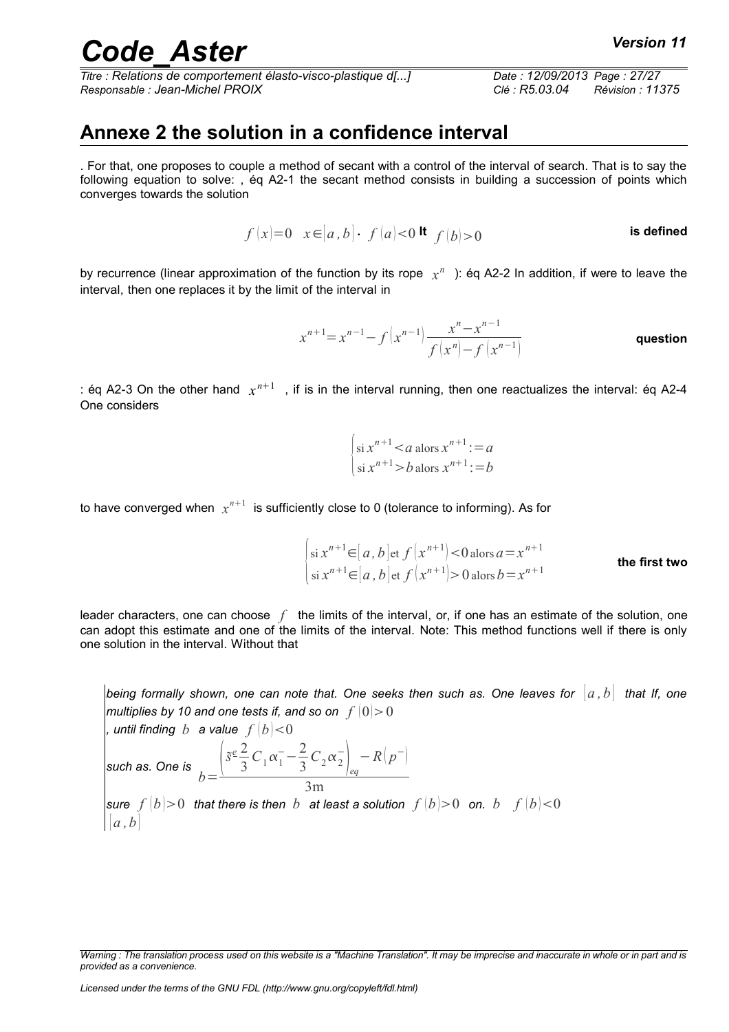## Annexe 2 the solution in a confidence interval

. For that, one proposes to couple a method of secant with a control of the interval of search. That is to say the following equation to solve: , éq A2-1 the secant method consists in building a succession of points which converges towards the solution

$$f(x)=0 \quad x\in[a,b] \cdot \; f(a)<0 \text{ It } f(b)>0$$ **is defined**

by recurrence (linear approximation of the function by its rope $x^n$ ): éq A2-2 In addition, if were to leave the interval, then one replaces it by the limit of the interval in

$$x^{n+1}=x^{n-1}-f\left(x^{n-1}\right)\frac{x^n-x^{n-1}}{f\left(x^n\right)-f\left(x^{n-1}\right)}$$ **question**

: éq A2-3 On the other hand $x^{n+1}$ , if is in the interval running, then one reactualizes the interval: éq A2-4 One considers

$$\begin{cases}\text{si } x^{n+1}<a \text{ alors } x^{n+1}:=a\\ \text{si } x^{n+1}>b \text{ alors } x^{n+1}:=b\end{cases}$$

to have converged when $x^{n+1}$ is sufficiently close to 0 (tolerance to informing). As for

$$\begin{cases}\text{si } x^{n+1}\in[a,b] \text{ et } f\left(x^{n+1}\right)<0 \text{ alors } a=x^{n+1}\\ \text{si } x^{n+1}\in[a,b] \text{ et } f\left(x^{n+1}\right)>0 \text{ alors } b=x^{n+1}\end{cases}$$ **the first two**

leader characters, one can choose $f$ the limits of the interval, or, if one has an estimate of the solution, one can adopt this estimate and one of the limits of the interval. Note: This method functions well if there is only one solution in the interval. Without that

*being formally shown, one can note that. One seeks then such as. One leaves for $[a,b]$ that If, one multiplies by 10 and one tests if, and so on $f(0)>0$*
*, until finding $b$ a value $f(b)<0$*
*such as. One is* $b=\dfrac{\left(\tilde{s}^e \dfrac{2}{3}C_1\alpha_1^- - \dfrac{2}{3}C_2\alpha_2^-\right)_{eq} - R\left(p^-\right)}{3\mathrm{m}}$
*sure $f(b)>0$ that there is then $b$ at least a solution $f(b)>0$ on. $b$ $f(b)<0$*
$[a,b]$

*Warning : The translation process used on this website is a "Machine Translation". It may be imprecise and inaccurate in whole or in part and is provided as a convenience.*

*Licensed under the terms of the GNU FDL (http://www.gnu.org/copyleft/fdl.html)*